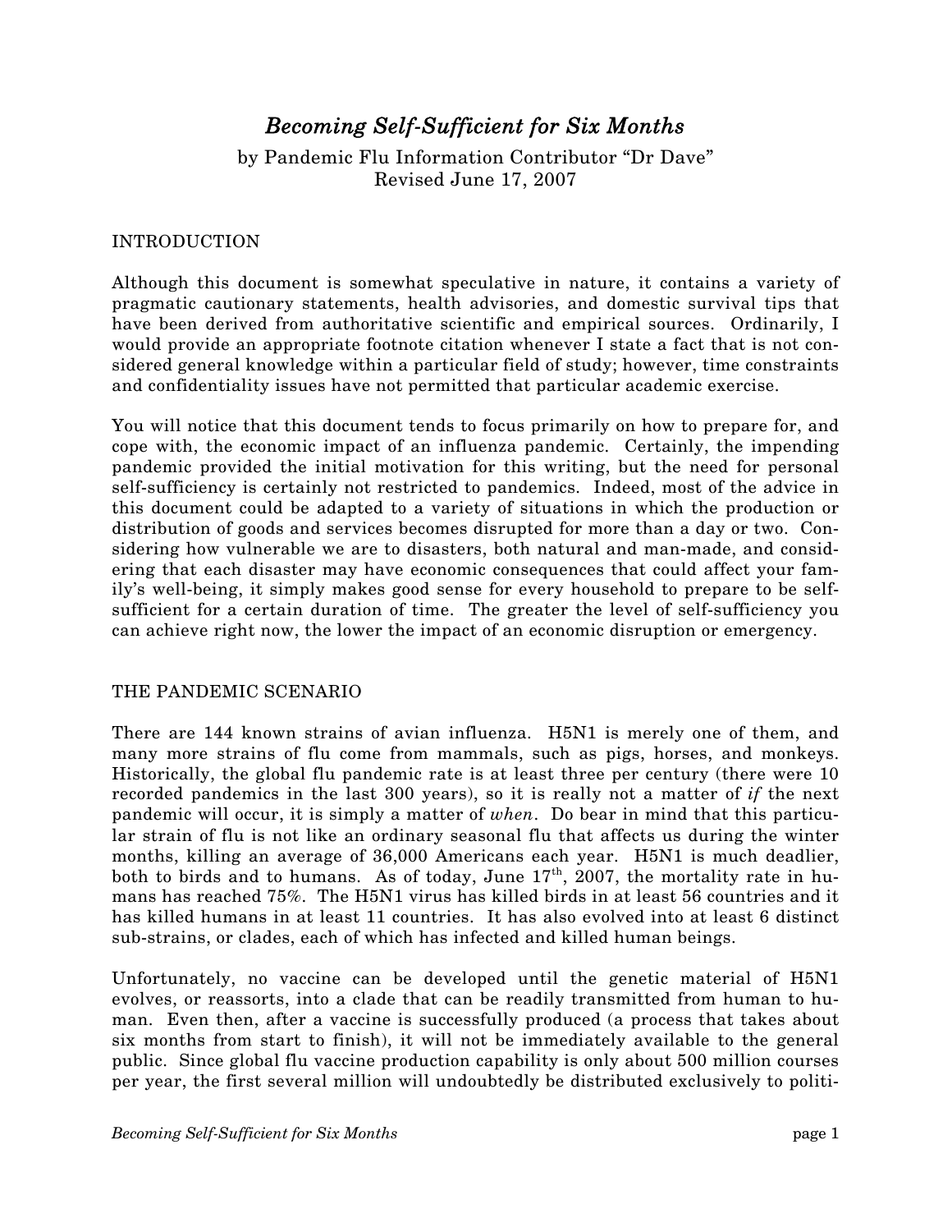# *Becoming Self-Sufficient for Six Months*

by Pandemic Flu Information Contributor "Dr Dave"
Revised June 17, 2007

## INTRODUCTION

Although this document is somewhat speculative in nature, it contains a variety of pragmatic cautionary statements, health advisories, and domestic survival tips that have been derived from authoritative scientific and empirical sources. Ordinarily, I would provide an appropriate footnote citation whenever I state a fact that is not considered general knowledge within a particular field of study; however, time constraints and confidentiality issues have not permitted that particular academic exercise.

You will notice that this document tends to focus primarily on how to prepare for, and cope with, the economic impact of an influenza pandemic. Certainly, the impending pandemic provided the initial motivation for this writing, but the need for personal self-sufficiency is certainly not restricted to pandemics. Indeed, most of the advice in this document could be adapted to a variety of situations in which the production or distribution of goods and services becomes disrupted for more than a day or two. Considering how vulnerable we are to disasters, both natural and man-made, and considering that each disaster may have economic consequences that could affect your family's well-being, it simply makes good sense for every household to prepare to be self-sufficient for a certain duration of time. The greater the level of self-sufficiency you can achieve right now, the lower the impact of an economic disruption or emergency.

## THE PANDEMIC SCENARIO

There are 144 known strains of avian influenza. H5N1 is merely one of them, and many more strains of flu come from mammals, such as pigs, horses, and monkeys. Historically, the global flu pandemic rate is at least three per century (there were 10 recorded pandemics in the last 300 years), so it is really not a matter of *if* the next pandemic will occur, it is simply a matter of *when*. Do bear in mind that this particular strain of flu is not like an ordinary seasonal flu that affects us during the winter months, killing an average of 36,000 Americans each year. H5N1 is much deadlier, both to birds and to humans. As of today, June 17th, 2007, the mortality rate in humans has reached 75%. The H5N1 virus has killed birds in at least 56 countries and it has killed humans in at least 11 countries. It has also evolved into at least 6 distinct sub-strains, or clades, each of which has infected and killed human beings.

Unfortunately, no vaccine can be developed until the genetic material of H5N1 evolves, or reassorts, into a clade that can be readily transmitted from human to human. Even then, after a vaccine is successfully produced (a process that takes about six months from start to finish), it will not be immediately available to the general public. Since global flu vaccine production capability is only about 500 million courses per year, the first several million will undoubtedly be distributed exclusively to politi-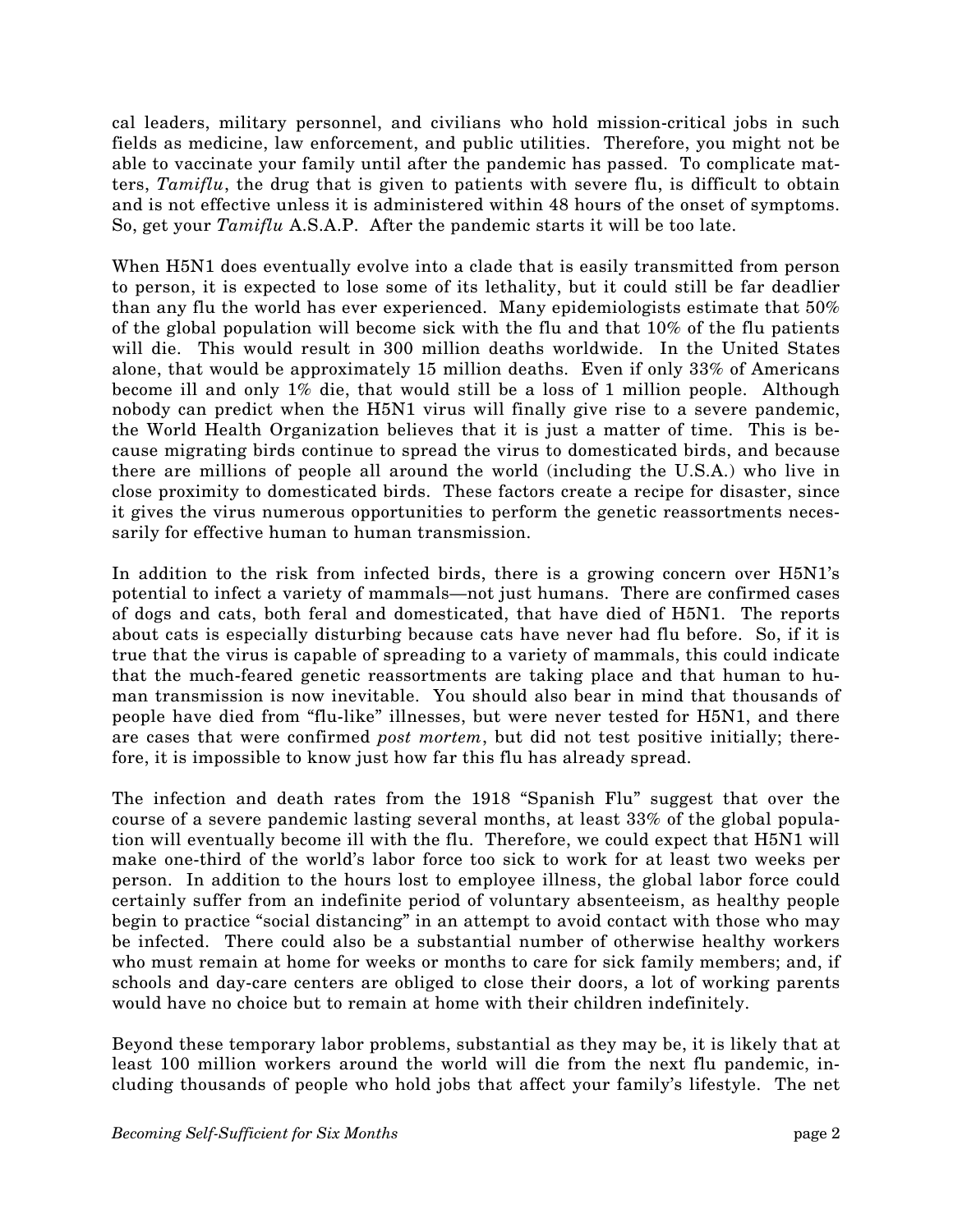cal leaders, military personnel, and civilians who hold mission-critical jobs in such fields as medicine, law enforcement, and public utilities. Therefore, you might not be able to vaccinate your family until after the pandemic has passed. To complicate matters, *Tamiflu*, the drug that is given to patients with severe flu, is difficult to obtain and is not effective unless it is administered within 48 hours of the onset of symptoms. So, get your *Tamiflu* A.S.A.P. After the pandemic starts it will be too late.

When H5N1 does eventually evolve into a clade that is easily transmitted from person to person, it is expected to lose some of its lethality, but it could still be far deadlier than any flu the world has ever experienced. Many epidemiologists estimate that 50% of the global population will become sick with the flu and that 10% of the flu patients will die. This would result in 300 million deaths worldwide. In the United States alone, that would be approximately 15 million deaths. Even if only 33% of Americans become ill and only 1% die, that would still be a loss of 1 million people. Although nobody can predict when the H5N1 virus will finally give rise to a severe pandemic, the World Health Organization believes that it is just a matter of time. This is because migrating birds continue to spread the virus to domesticated birds, and because there are millions of people all around the world (including the U.S.A.) who live in close proximity to domesticated birds. These factors create a recipe for disaster, since it gives the virus numerous opportunities to perform the genetic reassortments necessarily for effective human to human transmission.

In addition to the risk from infected birds, there is a growing concern over H5N1's potential to infect a variety of mammals—not just humans. There are confirmed cases of dogs and cats, both feral and domesticated, that have died of H5N1. The reports about cats is especially disturbing because cats have never had flu before. So, if it is true that the virus is capable of spreading to a variety of mammals, this could indicate that the much-feared genetic reassortments are taking place and that human to human transmission is now inevitable. You should also bear in mind that thousands of people have died from "flu-like" illnesses, but were never tested for H5N1, and there are cases that were confirmed *post mortem*, but did not test positive initially; therefore, it is impossible to know just how far this flu has already spread.

The infection and death rates from the 1918 "Spanish Flu" suggest that over the course of a severe pandemic lasting several months, at least 33% of the global population will eventually become ill with the flu. Therefore, we could expect that H5N1 will make one-third of the world's labor force too sick to work for at least two weeks per person. In addition to the hours lost to employee illness, the global labor force could certainly suffer from an indefinite period of voluntary absenteeism, as healthy people begin to practice "social distancing" in an attempt to avoid contact with those who may be infected. There could also be a substantial number of otherwise healthy workers who must remain at home for weeks or months to care for sick family members; and, if schools and day-care centers are obliged to close their doors, a lot of working parents would have no choice but to remain at home with their children indefinitely.

Beyond these temporary labor problems, substantial as they may be, it is likely that at least 100 million workers around the world will die from the next flu pandemic, including thousands of people who hold jobs that affect your family's lifestyle. The net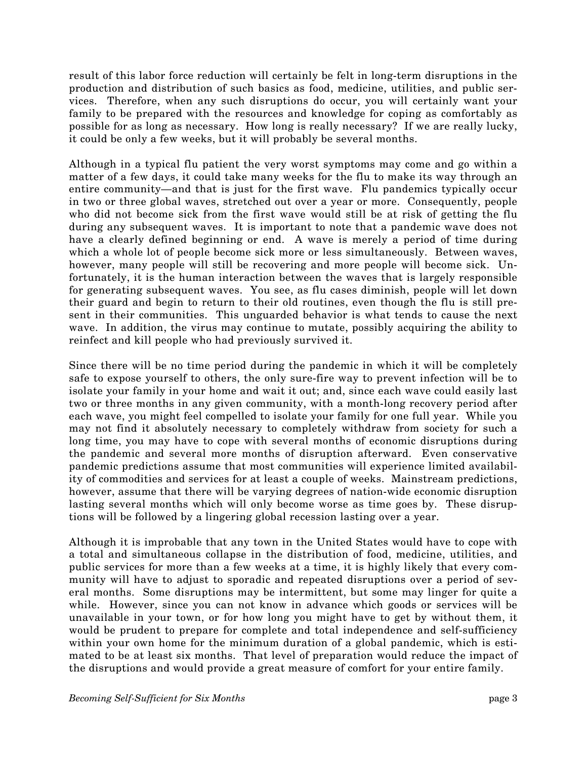result of this labor force reduction will certainly be felt in long-term disruptions in the production and distribution of such basics as food, medicine, utilities, and public services. Therefore, when any such disruptions do occur, you will certainly want your family to be prepared with the resources and knowledge for coping as comfortably as possible for as long as necessary. How long is really necessary? If we are really lucky, it could be only a few weeks, but it will probably be several months.

Although in a typical flu patient the very worst symptoms may come and go within a matter of a few days, it could take many weeks for the flu to make its way through an entire community—and that is just for the first wave. Flu pandemics typically occur in two or three global waves, stretched out over a year or more. Consequently, people who did not become sick from the first wave would still be at risk of getting the flu during any subsequent waves. It is important to note that a pandemic wave does not have a clearly defined beginning or end. A wave is merely a period of time during which a whole lot of people become sick more or less simultaneously. Between waves, however, many people will still be recovering and more people will become sick. Unfortunately, it is the human interaction between the waves that is largely responsible for generating subsequent waves. You see, as flu cases diminish, people will let down their guard and begin to return to their old routines, even though the flu is still present in their communities. This unguarded behavior is what tends to cause the next wave. In addition, the virus may continue to mutate, possibly acquiring the ability to reinfect and kill people who had previously survived it.

Since there will be no time period during the pandemic in which it will be completely safe to expose yourself to others, the only sure-fire way to prevent infection will be to isolate your family in your home and wait it out; and, since each wave could easily last two or three months in any given community, with a month-long recovery period after each wave, you might feel compelled to isolate your family for one full year. While you may not find it absolutely necessary to completely withdraw from society for such a long time, you may have to cope with several months of economic disruptions during the pandemic and several more months of disruption afterward. Even conservative pandemic predictions assume that most communities will experience limited availability of commodities and services for at least a couple of weeks. Mainstream predictions, however, assume that there will be varying degrees of nation-wide economic disruption lasting several months which will only become worse as time goes by. These disruptions will be followed by a lingering global recession lasting over a year.

Although it is improbable that any town in the United States would have to cope with a total and simultaneous collapse in the distribution of food, medicine, utilities, and public services for more than a few weeks at a time, it is highly likely that every community will have to adjust to sporadic and repeated disruptions over a period of several months. Some disruptions may be intermittent, but some may linger for quite a while. However, since you can not know in advance which goods or services will be unavailable in your town, or for how long you might have to get by without them, it would be prudent to prepare for complete and total independence and self-sufficiency within your own home for the minimum duration of a global pandemic, which is estimated to be at least six months. That level of preparation would reduce the impact of the disruptions and would provide a great measure of comfort for your entire family.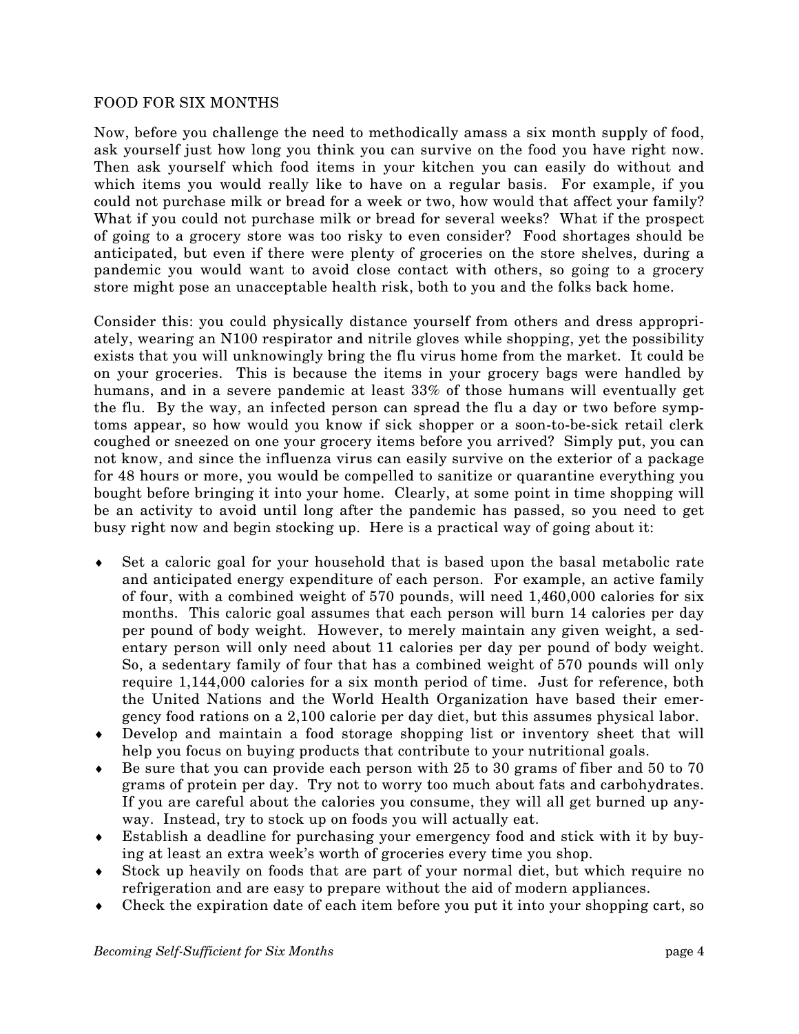## FOOD FOR SIX MONTHS

Now, before you challenge the need to methodically amass a six month supply of food, ask yourself just how long you think you can survive on the food you have right now. Then ask yourself which food items in your kitchen you can easily do without and which items you would really like to have on a regular basis. For example, if you could not purchase milk or bread for a week or two, how would that affect your family? What if you could not purchase milk or bread for several weeks? What if the prospect of going to a grocery store was too risky to even consider? Food shortages should be anticipated, but even if there were plenty of groceries on the store shelves, during a pandemic you would want to avoid close contact with others, so going to a grocery store might pose an unacceptable health risk, both to you and the folks back home.

Consider this: you could physically distance yourself from others and dress appropriately, wearing an N100 respirator and nitrile gloves while shopping, yet the possibility exists that you will unknowingly bring the flu virus home from the market. It could be on your groceries. This is because the items in your grocery bags were handled by humans, and in a severe pandemic at least 33% of those humans will eventually get the flu. By the way, an infected person can spread the flu a day or two before symptoms appear, so how would you know if sick shopper or a soon-to-be-sick retail clerk coughed or sneezed on one your grocery items before you arrived? Simply put, you can not know, and since the influenza virus can easily survive on the exterior of a package for 48 hours or more, you would be compelled to sanitize or quarantine everything you bought before bringing it into your home. Clearly, at some point in time shopping will be an activity to avoid until long after the pandemic has passed, so you need to get busy right now and begin stocking up. Here is a practical way of going about it:

- Set a caloric goal for your household that is based upon the basal metabolic rate and anticipated energy expenditure of each person. For example, an active family of four, with a combined weight of 570 pounds, will need 1,460,000 calories for six months. This caloric goal assumes that each person will burn 14 calories per day per pound of body weight. However, to merely maintain any given weight, a sedentary person will only need about 11 calories per day per pound of body weight. So, a sedentary family of four that has a combined weight of 570 pounds will only require 1,144,000 calories for a six month period of time. Just for reference, both the United Nations and the World Health Organization have based their emergency food rations on a 2,100 calorie per day diet, but this assumes physical labor.
- Develop and maintain a food storage shopping list or inventory sheet that will help you focus on buying products that contribute to your nutritional goals.
- Be sure that you can provide each person with 25 to 30 grams of fiber and 50 to 70 grams of protein per day. Try not to worry too much about fats and carbohydrates. If you are careful about the calories you consume, they will all get burned up anyway. Instead, try to stock up on foods you will actually eat.
- Establish a deadline for purchasing your emergency food and stick with it by buying at least an extra week's worth of groceries every time you shop.
- Stock up heavily on foods that are part of your normal diet, but which require no refrigeration and are easy to prepare without the aid of modern appliances.
- Check the expiration date of each item before you put it into your shopping cart, so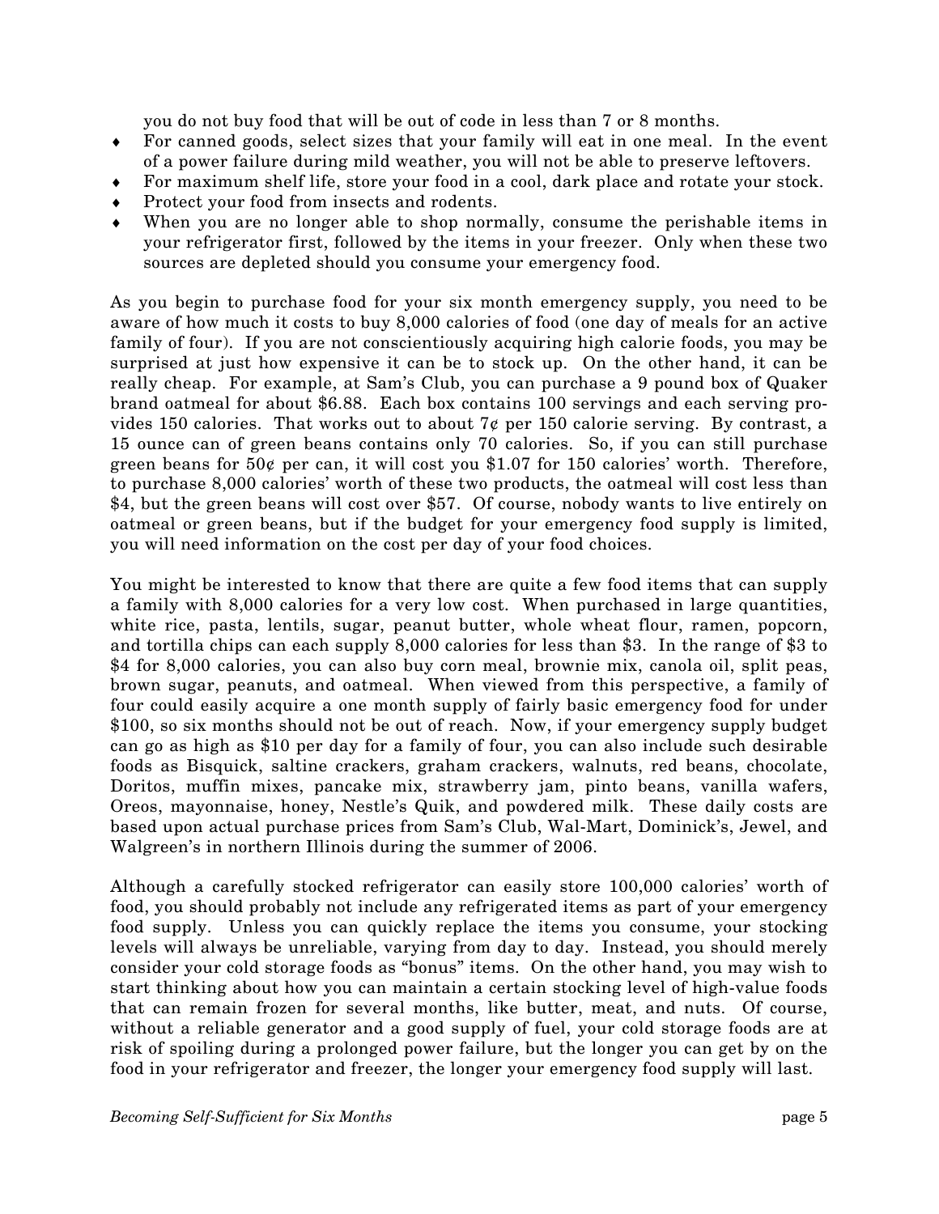you do not buy food that will be out of code in less than 7 or 8 months.

- For canned goods, select sizes that your family will eat in one meal. In the event of a power failure during mild weather, you will not be able to preserve leftovers.
- For maximum shelf life, store your food in a cool, dark place and rotate your stock.
- Protect your food from insects and rodents.
- When you are no longer able to shop normally, consume the perishable items in your refrigerator first, followed by the items in your freezer. Only when these two sources are depleted should you consume your emergency food.

As you begin to purchase food for your six month emergency supply, you need to be aware of how much it costs to buy 8,000 calories of food (one day of meals for an active family of four). If you are not conscientiously acquiring high calorie foods, you may be surprised at just how expensive it can be to stock up. On the other hand, it can be really cheap. For example, at Sam's Club, you can purchase a 9 pound box of Quaker brand oatmeal for about $6.88. Each box contains 100 servings and each serving provides 150 calories. That works out to about 7¢ per 150 calorie serving. By contrast, a 15 ounce can of green beans contains only 70 calories. So, if you can still purchase green beans for 50¢ per can, it will cost you $1.07 for 150 calories' worth. Therefore, to purchase 8,000 calories' worth of these two products, the oatmeal will cost less than $4, but the green beans will cost over $57. Of course, nobody wants to live entirely on oatmeal or green beans, but if the budget for your emergency food supply is limited, you will need information on the cost per day of your food choices.

You might be interested to know that there are quite a few food items that can supply a family with 8,000 calories for a very low cost. When purchased in large quantities, white rice, pasta, lentils, sugar, peanut butter, whole wheat flour, ramen, popcorn, and tortilla chips can each supply 8,000 calories for less than $3. In the range of $3 to $4 for 8,000 calories, you can also buy corn meal, brownie mix, canola oil, split peas, brown sugar, peanuts, and oatmeal. When viewed from this perspective, a family of four could easily acquire a one month supply of fairly basic emergency food for under $100, so six months should not be out of reach. Now, if your emergency supply budget can go as high as $10 per day for a family of four, you can also include such desirable foods as Bisquick, saltine crackers, graham crackers, walnuts, red beans, chocolate, Doritos, muffin mixes, pancake mix, strawberry jam, pinto beans, vanilla wafers, Oreos, mayonnaise, honey, Nestle's Quik, and powdered milk. These daily costs are based upon actual purchase prices from Sam's Club, Wal-Mart, Dominick's, Jewel, and Walgreen's in northern Illinois during the summer of 2006.

Although a carefully stocked refrigerator can easily store 100,000 calories' worth of food, you should probably not include any refrigerated items as part of your emergency food supply. Unless you can quickly replace the items you consume, your stocking levels will always be unreliable, varying from day to day. Instead, you should merely consider your cold storage foods as "bonus" items. On the other hand, you may wish to start thinking about how you can maintain a certain stocking level of high-value foods that can remain frozen for several months, like butter, meat, and nuts. Of course, without a reliable generator and a good supply of fuel, your cold storage foods are at risk of spoiling during a prolonged power failure, but the longer you can get by on the food in your refrigerator and freezer, the longer your emergency food supply will last.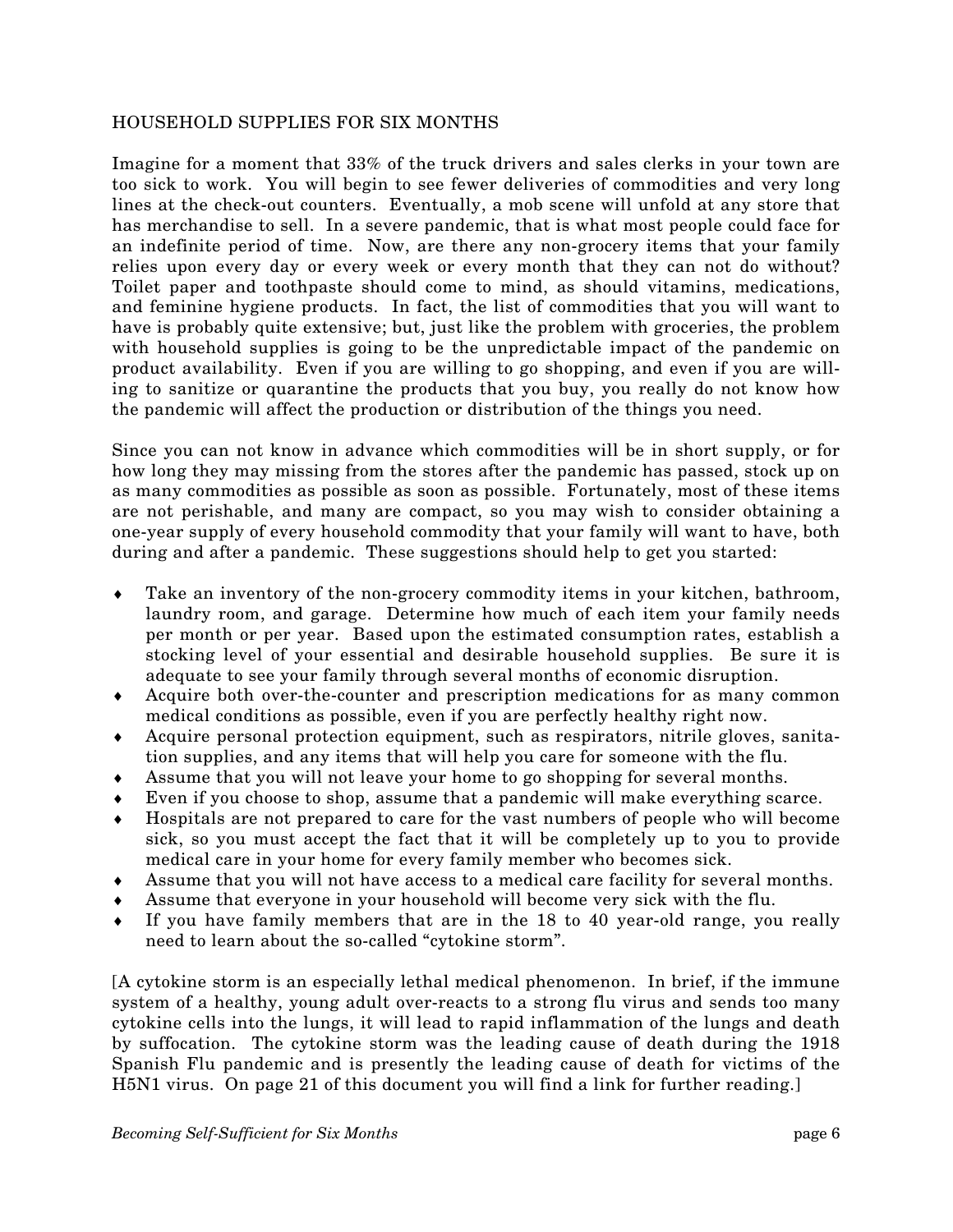## HOUSEHOLD SUPPLIES FOR SIX MONTHS

Imagine for a moment that 33% of the truck drivers and sales clerks in your town are too sick to work. You will begin to see fewer deliveries of commodities and very long lines at the check-out counters. Eventually, a mob scene will unfold at any store that has merchandise to sell. In a severe pandemic, that is what most people could face for an indefinite period of time. Now, are there any non-grocery items that your family relies upon every day or every week or every month that they can not do without? Toilet paper and toothpaste should come to mind, as should vitamins, medications, and feminine hygiene products. In fact, the list of commodities that you will want to have is probably quite extensive; but, just like the problem with groceries, the problem with household supplies is going to be the unpredictable impact of the pandemic on product availability. Even if you are willing to go shopping, and even if you are willing to sanitize or quarantine the products that you buy, you really do not know how the pandemic will affect the production or distribution of the things you need.

Since you can not know in advance which commodities will be in short supply, or for how long they may missing from the stores after the pandemic has passed, stock up on as many commodities as possible as soon as possible. Fortunately, most of these items are not perishable, and many are compact, so you may wish to consider obtaining a one-year supply of every household commodity that your family will want to have, both during and after a pandemic. These suggestions should help to get you started:

- Take an inventory of the non-grocery commodity items in your kitchen, bathroom, laundry room, and garage. Determine how much of each item your family needs per month or per year. Based upon the estimated consumption rates, establish a stocking level of your essential and desirable household supplies. Be sure it is adequate to see your family through several months of economic disruption.
- Acquire both over-the-counter and prescription medications for as many common medical conditions as possible, even if you are perfectly healthy right now.
- Acquire personal protection equipment, such as respirators, nitrile gloves, sanitation supplies, and any items that will help you care for someone with the flu.
- Assume that you will not leave your home to go shopping for several months.
- Even if you choose to shop, assume that a pandemic will make everything scarce.
- Hospitals are not prepared to care for the vast numbers of people who will become sick, so you must accept the fact that it will be completely up to you to provide medical care in your home for every family member who becomes sick.
- Assume that you will not have access to a medical care facility for several months.
- Assume that everyone in your household will become very sick with the flu.
- If you have family members that are in the 18 to 40 year-old range, you really need to learn about the so-called "cytokine storm".

[A cytokine storm is an especially lethal medical phenomenon. In brief, if the immune system of a healthy, young adult over-reacts to a strong flu virus and sends too many cytokine cells into the lungs, it will lead to rapid inflammation of the lungs and death by suffocation. The cytokine storm was the leading cause of death during the 1918 Spanish Flu pandemic and is presently the leading cause of death for victims of the H5N1 virus. On page 21 of this document you will find a link for further reading.]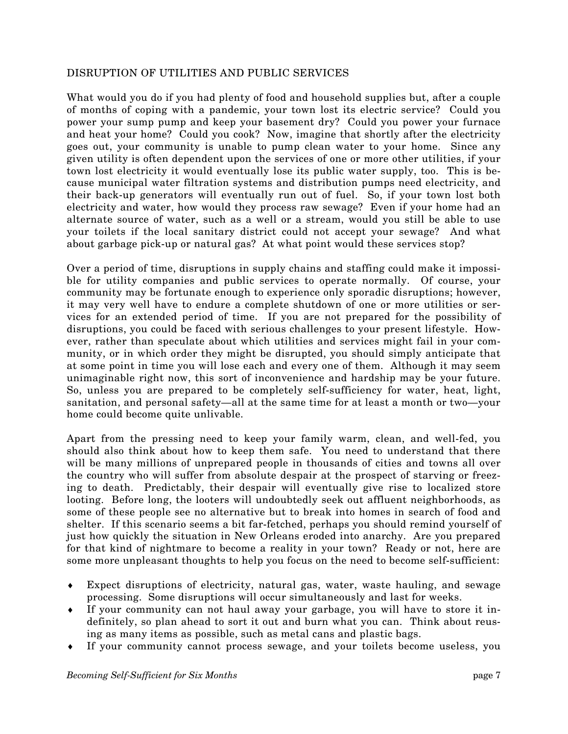## DISRUPTION OF UTILITIES AND PUBLIC SERVICES

What would you do if you had plenty of food and household supplies but, after a couple of months of coping with a pandemic, your town lost its electric service? Could you power your sump pump and keep your basement dry? Could you power your furnace and heat your home? Could you cook? Now, imagine that shortly after the electricity goes out, your community is unable to pump clean water to your home. Since any given utility is often dependent upon the services of one or more other utilities, if your town lost electricity it would eventually lose its public water supply, too. This is because municipal water filtration systems and distribution pumps need electricity, and their back-up generators will eventually run out of fuel. So, if your town lost both electricity and water, how would they process raw sewage? Even if your home had an alternate source of water, such as a well or a stream, would you still be able to use your toilets if the local sanitary district could not accept your sewage? And what about garbage pick-up or natural gas? At what point would these services stop?

Over a period of time, disruptions in supply chains and staffing could make it impossible for utility companies and public services to operate normally. Of course, your community may be fortunate enough to experience only sporadic disruptions; however, it may very well have to endure a complete shutdown of one or more utilities or services for an extended period of time. If you are not prepared for the possibility of disruptions, you could be faced with serious challenges to your present lifestyle. However, rather than speculate about which utilities and services might fail in your community, or in which order they might be disrupted, you should simply anticipate that at some point in time you will lose each and every one of them. Although it may seem unimaginable right now, this sort of inconvenience and hardship may be your future. So, unless you are prepared to be completely self-sufficiency for water, heat, light, sanitation, and personal safety—all at the same time for at least a month or two—your home could become quite unlivable.

Apart from the pressing need to keep your family warm, clean, and well-fed, you should also think about how to keep them safe. You need to understand that there will be many millions of unprepared people in thousands of cities and towns all over the country who will suffer from absolute despair at the prospect of starving or freezing to death. Predictably, their despair will eventually give rise to localized store looting. Before long, the looters will undoubtedly seek out affluent neighborhoods, as some of these people see no alternative but to break into homes in search of food and shelter. If this scenario seems a bit far-fetched, perhaps you should remind yourself of just how quickly the situation in New Orleans eroded into anarchy. Are you prepared for that kind of nightmare to become a reality in your town? Ready or not, here are some more unpleasant thoughts to help you focus on the need to become self-sufficient:

- Expect disruptions of electricity, natural gas, water, waste hauling, and sewage processing. Some disruptions will occur simultaneously and last for weeks.
- If your community can not haul away your garbage, you will have to store it indefinitely, so plan ahead to sort it out and burn what you can. Think about reusing as many items as possible, such as metal cans and plastic bags.
- If your community cannot process sewage, and your toilets become useless, you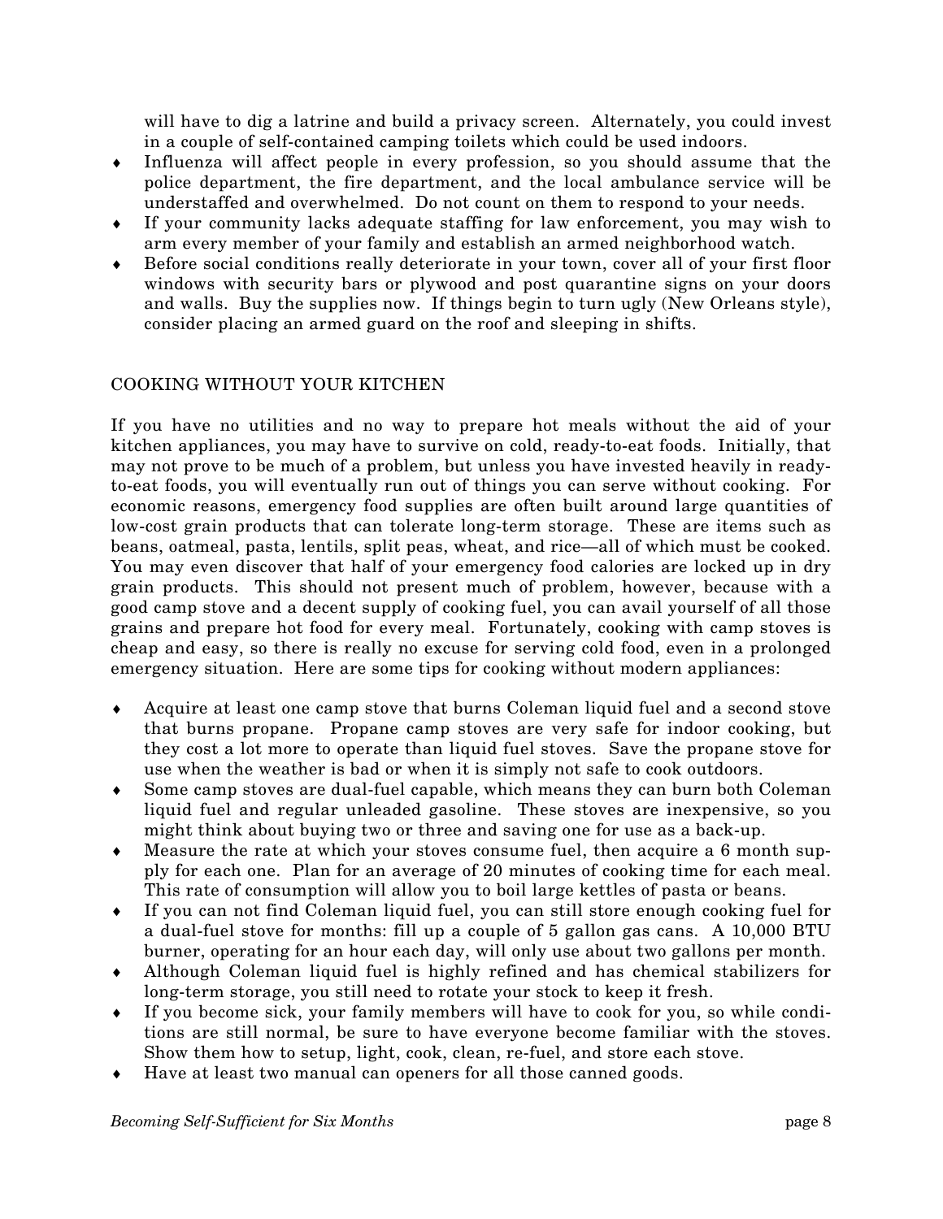will have to dig a latrine and build a privacy screen. Alternately, you could invest in a couple of self-contained camping toilets which could be used indoors.

- Influenza will affect people in every profession, so you should assume that the police department, the fire department, and the local ambulance service will be understaffed and overwhelmed. Do not count on them to respond to your needs.
- If your community lacks adequate staffing for law enforcement, you may wish to arm every member of your family and establish an armed neighborhood watch.
- Before social conditions really deteriorate in your town, cover all of your first floor windows with security bars or plywood and post quarantine signs on your doors and walls. Buy the supplies now. If things begin to turn ugly (New Orleans style), consider placing an armed guard on the roof and sleeping in shifts.

## COOKING WITHOUT YOUR KITCHEN

If you have no utilities and no way to prepare hot meals without the aid of your kitchen appliances, you may have to survive on cold, ready-to-eat foods. Initially, that may not prove to be much of a problem, but unless you have invested heavily in ready-to-eat foods, you will eventually run out of things you can serve without cooking. For economic reasons, emergency food supplies are often built around large quantities of low-cost grain products that can tolerate long-term storage. These are items such as beans, oatmeal, pasta, lentils, split peas, wheat, and rice—all of which must be cooked. You may even discover that half of your emergency food calories are locked up in dry grain products. This should not present much of problem, however, because with a good camp stove and a decent supply of cooking fuel, you can avail yourself of all those grains and prepare hot food for every meal. Fortunately, cooking with camp stoves is cheap and easy, so there is really no excuse for serving cold food, even in a prolonged emergency situation. Here are some tips for cooking without modern appliances:

- Acquire at least one camp stove that burns Coleman liquid fuel and a second stove that burns propane. Propane camp stoves are very safe for indoor cooking, but they cost a lot more to operate than liquid fuel stoves. Save the propane stove for use when the weather is bad or when it is simply not safe to cook outdoors.
- Some camp stoves are dual-fuel capable, which means they can burn both Coleman liquid fuel and regular unleaded gasoline. These stoves are inexpensive, so you might think about buying two or three and saving one for use as a back-up.
- Measure the rate at which your stoves consume fuel, then acquire a 6 month supply for each one. Plan for an average of 20 minutes of cooking time for each meal. This rate of consumption will allow you to boil large kettles of pasta or beans.
- If you can not find Coleman liquid fuel, you can still store enough cooking fuel for a dual-fuel stove for months: fill up a couple of 5 gallon gas cans. A 10,000 BTU burner, operating for an hour each day, will only use about two gallons per month.
- Although Coleman liquid fuel is highly refined and has chemical stabilizers for long-term storage, you still need to rotate your stock to keep it fresh.
- If you become sick, your family members will have to cook for you, so while conditions are still normal, be sure to have everyone become familiar with the stoves. Show them how to setup, light, cook, clean, re-fuel, and store each stove.
- Have at least two manual can openers for all those canned goods.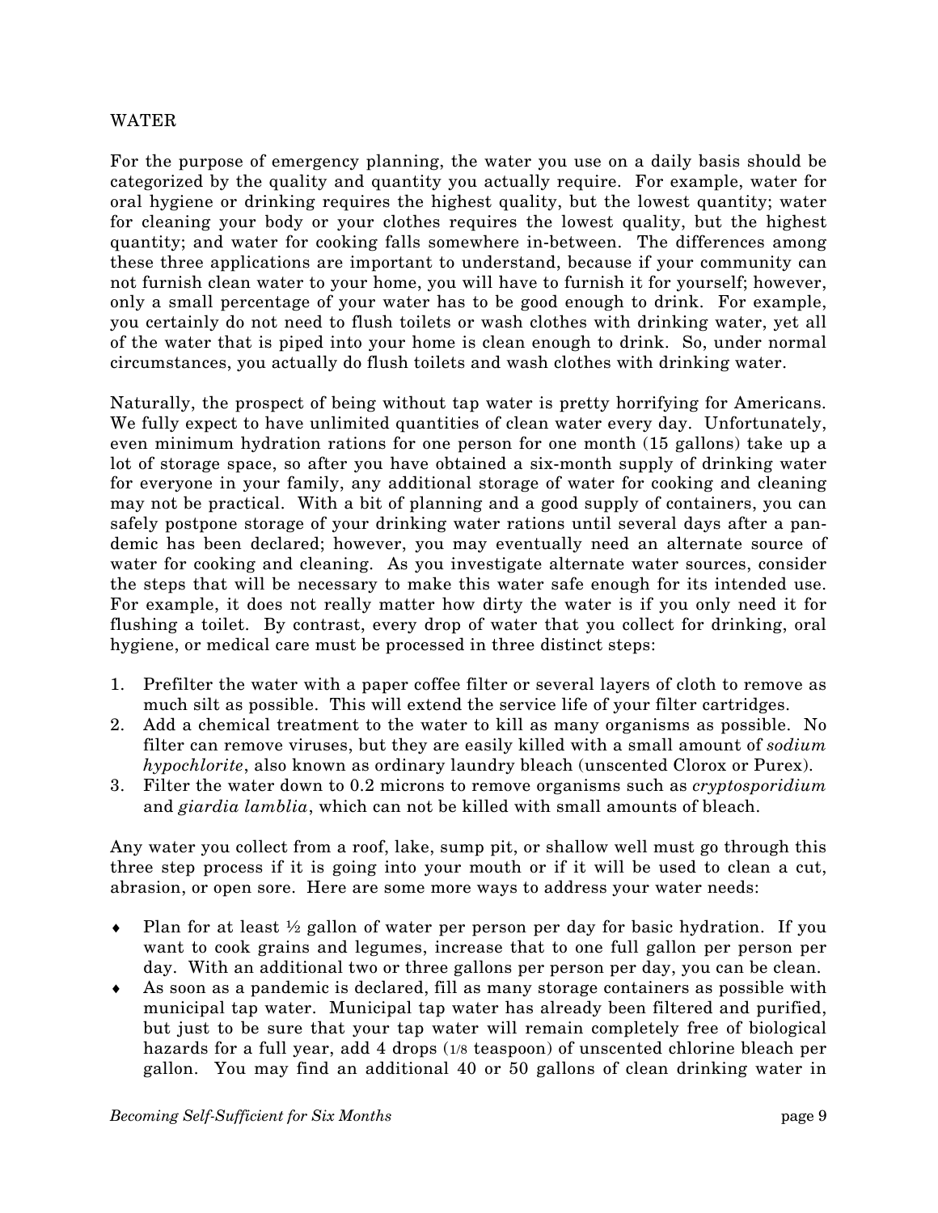## WATER

For the purpose of emergency planning, the water you use on a daily basis should be categorized by the quality and quantity you actually require. For example, water for oral hygiene or drinking requires the highest quality, but the lowest quantity; water for cleaning your body or your clothes requires the lowest quality, but the highest quantity; and water for cooking falls somewhere in-between. The differences among these three applications are important to understand, because if your community can not furnish clean water to your home, you will have to furnish it for yourself; however, only a small percentage of your water has to be good enough to drink. For example, you certainly do not need to flush toilets or wash clothes with drinking water, yet all of the water that is piped into your home is clean enough to drink. So, under normal circumstances, you actually do flush toilets and wash clothes with drinking water.

Naturally, the prospect of being without tap water is pretty horrifying for Americans. We fully expect to have unlimited quantities of clean water every day. Unfortunately, even minimum hydration rations for one person for one month (15 gallons) take up a lot of storage space, so after you have obtained a six-month supply of drinking water for everyone in your family, any additional storage of water for cooking and cleaning may not be practical. With a bit of planning and a good supply of containers, you can safely postpone storage of your drinking water rations until several days after a pandemic has been declared; however, you may eventually need an alternate source of water for cooking and cleaning. As you investigate alternate water sources, consider the steps that will be necessary to make this water safe enough for its intended use. For example, it does not really matter how dirty the water is if you only need it for flushing a toilet. By contrast, every drop of water that you collect for drinking, oral hygiene, or medical care must be processed in three distinct steps:

1. Prefilter the water with a paper coffee filter or several layers of cloth to remove as much silt as possible. This will extend the service life of your filter cartridges.
2. Add a chemical treatment to the water to kill as many organisms as possible. No filter can remove viruses, but they are easily killed with a small amount of *sodium hypochlorite*, also known as ordinary laundry bleach (unscented Clorox or Purex).
3. Filter the water down to 0.2 microns to remove organisms such as *cryptosporidium* and *giardia lamblia*, which can not be killed with small amounts of bleach.

Any water you collect from a roof, lake, sump pit, or shallow well must go through this three step process if it is going into your mouth or if it will be used to clean a cut, abrasion, or open sore. Here are some more ways to address your water needs:

- Plan for at least ½ gallon of water per person per day for basic hydration. If you want to cook grains and legumes, increase that to one full gallon per person per day. With an additional two or three gallons per person per day, you can be clean.
- As soon as a pandemic is declared, fill as many storage containers as possible with municipal tap water. Municipal tap water has already been filtered and purified, but just to be sure that your tap water will remain completely free of biological hazards for a full year, add 4 drops (1/8 teaspoon) of unscented chlorine bleach per gallon. You may find an additional 40 or 50 gallons of clean drinking water in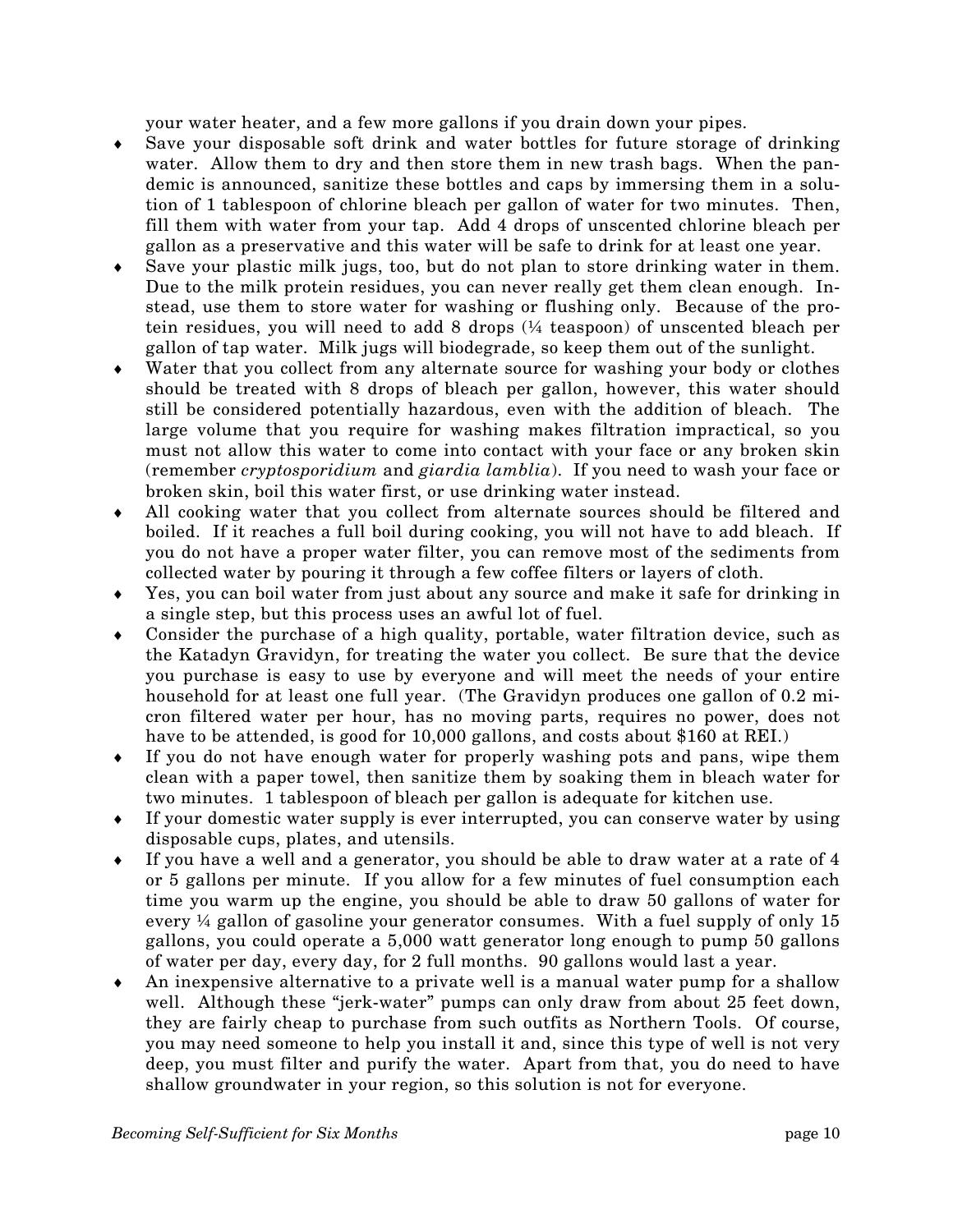your water heater, and a few more gallons if you drain down your pipes.

- Save your disposable soft drink and water bottles for future storage of drinking water. Allow them to dry and then store them in new trash bags. When the pandemic is announced, sanitize these bottles and caps by immersing them in a solution of 1 tablespoon of chlorine bleach per gallon of water for two minutes. Then, fill them with water from your tap. Add 4 drops of unscented chlorine bleach per gallon as a preservative and this water will be safe to drink for at least one year.
- Save your plastic milk jugs, too, but do not plan to store drinking water in them. Due to the milk protein residues, you can never really get them clean enough. Instead, use them to store water for washing or flushing only. Because of the protein residues, you will need to add 8 drops (¼ teaspoon) of unscented bleach per gallon of tap water. Milk jugs will biodegrade, so keep them out of the sunlight.
- Water that you collect from any alternate source for washing your body or clothes should be treated with 8 drops of bleach per gallon, however, this water should still be considered potentially hazardous, even with the addition of bleach. The large volume that you require for washing makes filtration impractical, so you must not allow this water to come into contact with your face or any broken skin (remember *cryptosporidium* and *giardia lamblia*). If you need to wash your face or broken skin, boil this water first, or use drinking water instead.
- All cooking water that you collect from alternate sources should be filtered and boiled. If it reaches a full boil during cooking, you will not have to add bleach. If you do not have a proper water filter, you can remove most of the sediments from collected water by pouring it through a few coffee filters or layers of cloth.
- Yes, you can boil water from just about any source and make it safe for drinking in a single step, but this process uses an awful lot of fuel.
- Consider the purchase of a high quality, portable, water filtration device, such as the Katadyn Gravidyn, for treating the water you collect. Be sure that the device you purchase is easy to use by everyone and will meet the needs of your entire household for at least one full year. (The Gravidyn produces one gallon of 0.2 micron filtered water per hour, has no moving parts, requires no power, does not have to be attended, is good for 10,000 gallons, and costs about $160 at REI.)
- If you do not have enough water for properly washing pots and pans, wipe them clean with a paper towel, then sanitize them by soaking them in bleach water for two minutes. 1 tablespoon of bleach per gallon is adequate for kitchen use.
- If your domestic water supply is ever interrupted, you can conserve water by using disposable cups, plates, and utensils.
- If you have a well and a generator, you should be able to draw water at a rate of 4 or 5 gallons per minute. If you allow for a few minutes of fuel consumption each time you warm up the engine, you should be able to draw 50 gallons of water for every ¼ gallon of gasoline your generator consumes. With a fuel supply of only 15 gallons, you could operate a 5,000 watt generator long enough to pump 50 gallons of water per day, every day, for 2 full months. 90 gallons would last a year.
- An inexpensive alternative to a private well is a manual water pump for a shallow well. Although these "jerk-water" pumps can only draw from about 25 feet down, they are fairly cheap to purchase from such outfits as Northern Tools. Of course, you may need someone to help you install it and, since this type of well is not very deep, you must filter and purify the water. Apart from that, you do need to have shallow groundwater in your region, so this solution is not for everyone.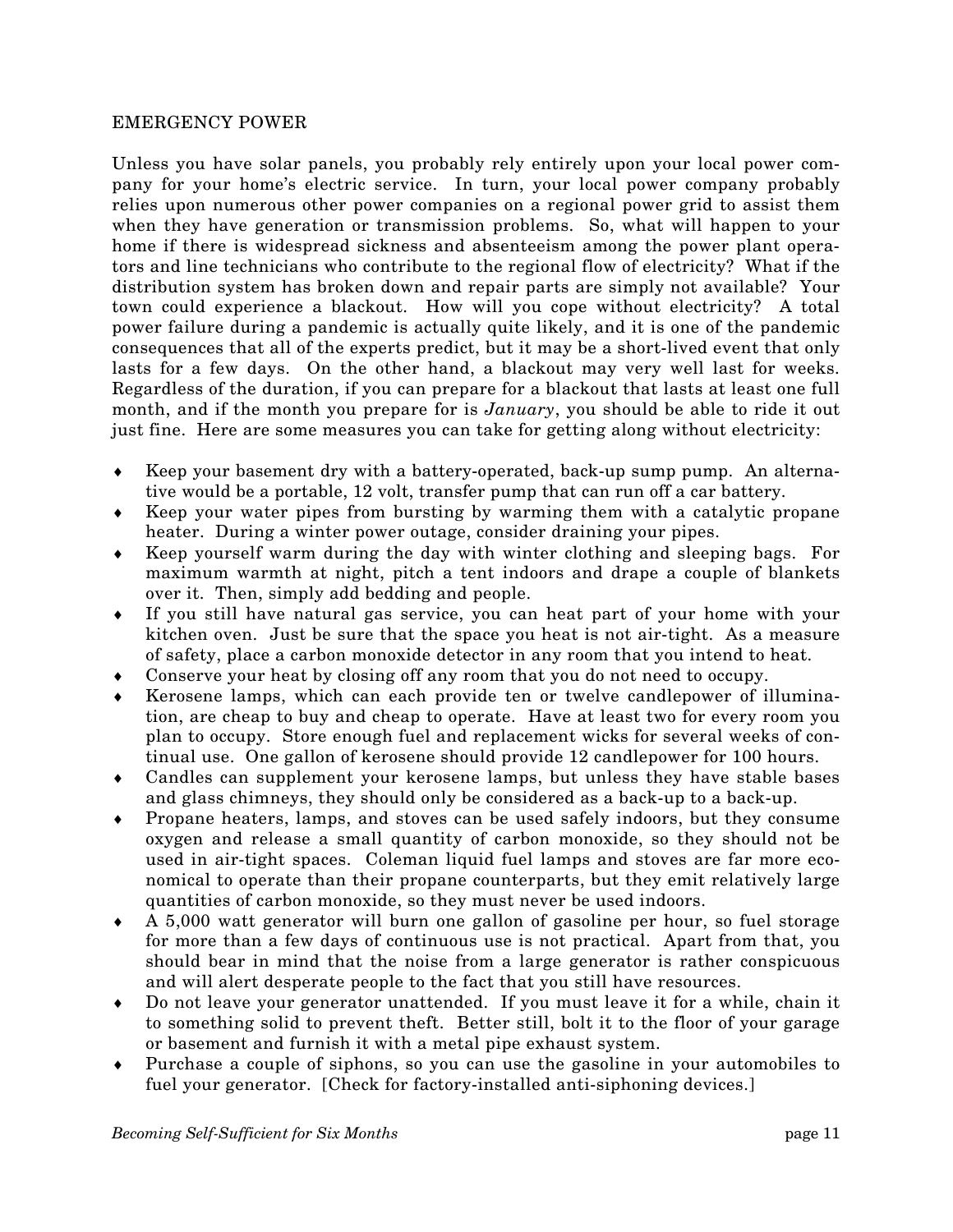## EMERGENCY POWER

Unless you have solar panels, you probably rely entirely upon your local power company for your home's electric service. In turn, your local power company probably relies upon numerous other power companies on a regional power grid to assist them when they have generation or transmission problems. So, what will happen to your home if there is widespread sickness and absenteeism among the power plant operators and line technicians who contribute to the regional flow of electricity? What if the distribution system has broken down and repair parts are simply not available? Your town could experience a blackout. How will you cope without electricity? A total power failure during a pandemic is actually quite likely, and it is one of the pandemic consequences that all of the experts predict, but it may be a short-lived event that only lasts for a few days. On the other hand, a blackout may very well last for weeks. Regardless of the duration, if you can prepare for a blackout that lasts at least one full month, and if the month you prepare for is *January*, you should be able to ride it out just fine. Here are some measures you can take for getting along without electricity:

- Keep your basement dry with a battery-operated, back-up sump pump. An alternative would be a portable, 12 volt, transfer pump that can run off a car battery.
- Keep your water pipes from bursting by warming them with a catalytic propane heater. During a winter power outage, consider draining your pipes.
- Keep yourself warm during the day with winter clothing and sleeping bags. For maximum warmth at night, pitch a tent indoors and drape a couple of blankets over it. Then, simply add bedding and people.
- If you still have natural gas service, you can heat part of your home with your kitchen oven. Just be sure that the space you heat is not air-tight. As a measure of safety, place a carbon monoxide detector in any room that you intend to heat.
- Conserve your heat by closing off any room that you do not need to occupy.
- Kerosene lamps, which can each provide ten or twelve candlepower of illumination, are cheap to buy and cheap to operate. Have at least two for every room you plan to occupy. Store enough fuel and replacement wicks for several weeks of continual use. One gallon of kerosene should provide 12 candlepower for 100 hours.
- Candles can supplement your kerosene lamps, but unless they have stable bases and glass chimneys, they should only be considered as a back-up to a back-up.
- Propane heaters, lamps, and stoves can be used safely indoors, but they consume oxygen and release a small quantity of carbon monoxide, so they should not be used in air-tight spaces. Coleman liquid fuel lamps and stoves are far more economical to operate than their propane counterparts, but they emit relatively large quantities of carbon monoxide, so they must never be used indoors.
- A 5,000 watt generator will burn one gallon of gasoline per hour, so fuel storage for more than a few days of continuous use is not practical. Apart from that, you should bear in mind that the noise from a large generator is rather conspicuous and will alert desperate people to the fact that you still have resources.
- Do not leave your generator unattended. If you must leave it for a while, chain it to something solid to prevent theft. Better still, bolt it to the floor of your garage or basement and furnish it with a metal pipe exhaust system.
- Purchase a couple of siphons, so you can use the gasoline in your automobiles to fuel your generator. [Check for factory-installed anti-siphoning devices.]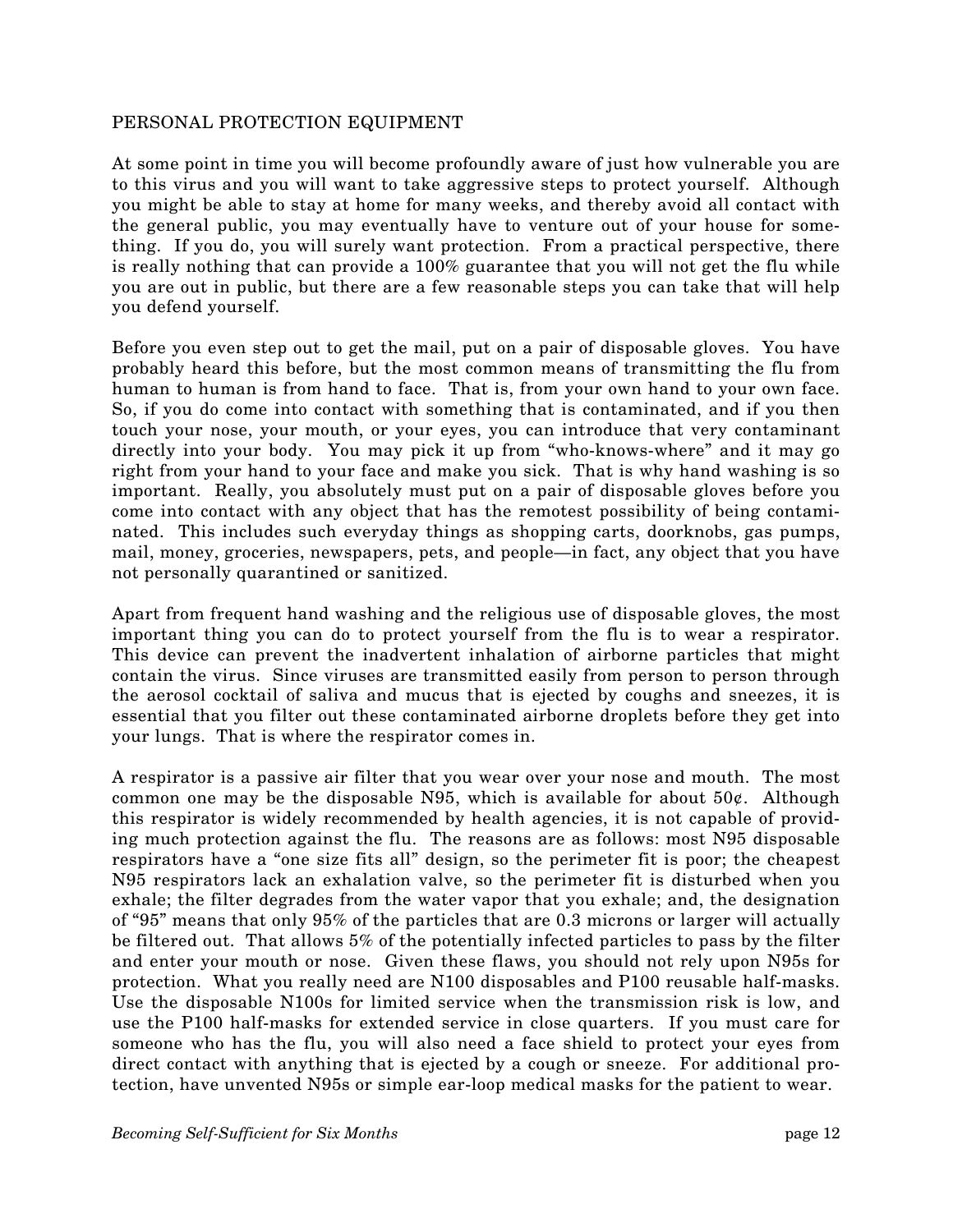## PERSONAL PROTECTION EQUIPMENT

At some point in time you will become profoundly aware of just how vulnerable you are to this virus and you will want to take aggressive steps to protect yourself. Although you might be able to stay at home for many weeks, and thereby avoid all contact with the general public, you may eventually have to venture out of your house for something. If you do, you will surely want protection. From a practical perspective, there is really nothing that can provide a 100% guarantee that you will not get the flu while you are out in public, but there are a few reasonable steps you can take that will help you defend yourself.

Before you even step out to get the mail, put on a pair of disposable gloves. You have probably heard this before, but the most common means of transmitting the flu from human to human is from hand to face. That is, from your own hand to your own face. So, if you do come into contact with something that is contaminated, and if you then touch your nose, your mouth, or your eyes, you can introduce that very contaminant directly into your body. You may pick it up from "who-knows-where" and it may go right from your hand to your face and make you sick. That is why hand washing is so important. Really, you absolutely must put on a pair of disposable gloves before you come into contact with any object that has the remotest possibility of being contaminated. This includes such everyday things as shopping carts, doorknobs, gas pumps, mail, money, groceries, newspapers, pets, and people—in fact, any object that you have not personally quarantined or sanitized.

Apart from frequent hand washing and the religious use of disposable gloves, the most important thing you can do to protect yourself from the flu is to wear a respirator. This device can prevent the inadvertent inhalation of airborne particles that might contain the virus. Since viruses are transmitted easily from person to person through the aerosol cocktail of saliva and mucus that is ejected by coughs and sneezes, it is essential that you filter out these contaminated airborne droplets before they get into your lungs. That is where the respirator comes in.

A respirator is a passive air filter that you wear over your nose and mouth. The most common one may be the disposable N95, which is available for about 50¢. Although this respirator is widely recommended by health agencies, it is not capable of providing much protection against the flu. The reasons are as follows: most N95 disposable respirators have a "one size fits all" design, so the perimeter fit is poor; the cheapest N95 respirators lack an exhalation valve, so the perimeter fit is disturbed when you exhale; the filter degrades from the water vapor that you exhale; and, the designation of "95" means that only 95% of the particles that are 0.3 microns or larger will actually be filtered out. That allows 5% of the potentially infected particles to pass by the filter and enter your mouth or nose. Given these flaws, you should not rely upon N95s for protection. What you really need are N100 disposables and P100 reusable half-masks. Use the disposable N100s for limited service when the transmission risk is low, and use the P100 half-masks for extended service in close quarters. If you must care for someone who has the flu, you will also need a face shield to protect your eyes from direct contact with anything that is ejected by a cough or sneeze. For additional protection, have unvented N95s or simple ear-loop medical masks for the patient to wear.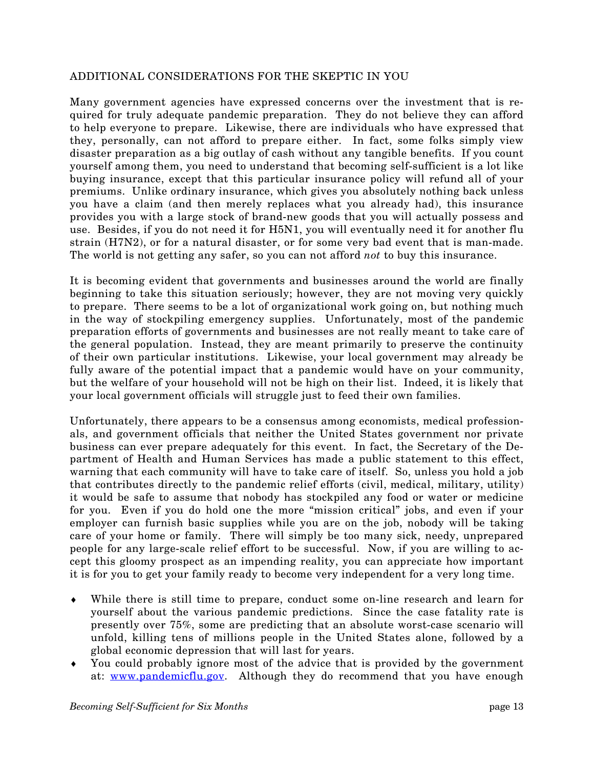## ADDITIONAL CONSIDERATIONS FOR THE SKEPTIC IN YOU

Many government agencies have expressed concerns over the investment that is required for truly adequate pandemic preparation. They do not believe they can afford to help everyone to prepare. Likewise, there are individuals who have expressed that they, personally, can not afford to prepare either. In fact, some folks simply view disaster preparation as a big outlay of cash without any tangible benefits. If you count yourself among them, you need to understand that becoming self-sufficient is a lot like buying insurance, except that this particular insurance policy will refund all of your premiums. Unlike ordinary insurance, which gives you absolutely nothing back unless you have a claim (and then merely replaces what you already had), this insurance provides you with a large stock of brand-new goods that you will actually possess and use. Besides, if you do not need it for H5N1, you will eventually need it for another flu strain (H7N2), or for a natural disaster, or for some very bad event that is man-made. The world is not getting any safer, so you can not afford *not* to buy this insurance.

It is becoming evident that governments and businesses around the world are finally beginning to take this situation seriously; however, they are not moving very quickly to prepare. There seems to be a lot of organizational work going on, but nothing much in the way of stockpiling emergency supplies. Unfortunately, most of the pandemic preparation efforts of governments and businesses are not really meant to take care of the general population. Instead, they are meant primarily to preserve the continuity of their own particular institutions. Likewise, your local government may already be fully aware of the potential impact that a pandemic would have on your community, but the welfare of your household will not be high on their list. Indeed, it is likely that your local government officials will struggle just to feed their own families.

Unfortunately, there appears to be a consensus among economists, medical professionals, and government officials that neither the United States government nor private business can ever prepare adequately for this event. In fact, the Secretary of the Department of Health and Human Services has made a public statement to this effect, warning that each community will have to take care of itself. So, unless you hold a job that contributes directly to the pandemic relief efforts (civil, medical, military, utility) it would be safe to assume that nobody has stockpiled any food or water or medicine for you. Even if you do hold one the more "mission critical" jobs, and even if your employer can furnish basic supplies while you are on the job, nobody will be taking care of your home or family. There will simply be too many sick, needy, unprepared people for any large-scale relief effort to be successful. Now, if you are willing to accept this gloomy prospect as an impending reality, you can appreciate how important it is for you to get your family ready to become very independent for a very long time.

- While there is still time to prepare, conduct some on-line research and learn for yourself about the various pandemic predictions. Since the case fatality rate is presently over 75%, some are predicting that an absolute worst-case scenario will unfold, killing tens of millions people in the United States alone, followed by a global economic depression that will last for years.
- You could probably ignore most of the advice that is provided by the government at: [www.pandemicflu.gov](http://www.pandemicflu.gov). Although they do recommend that you have enough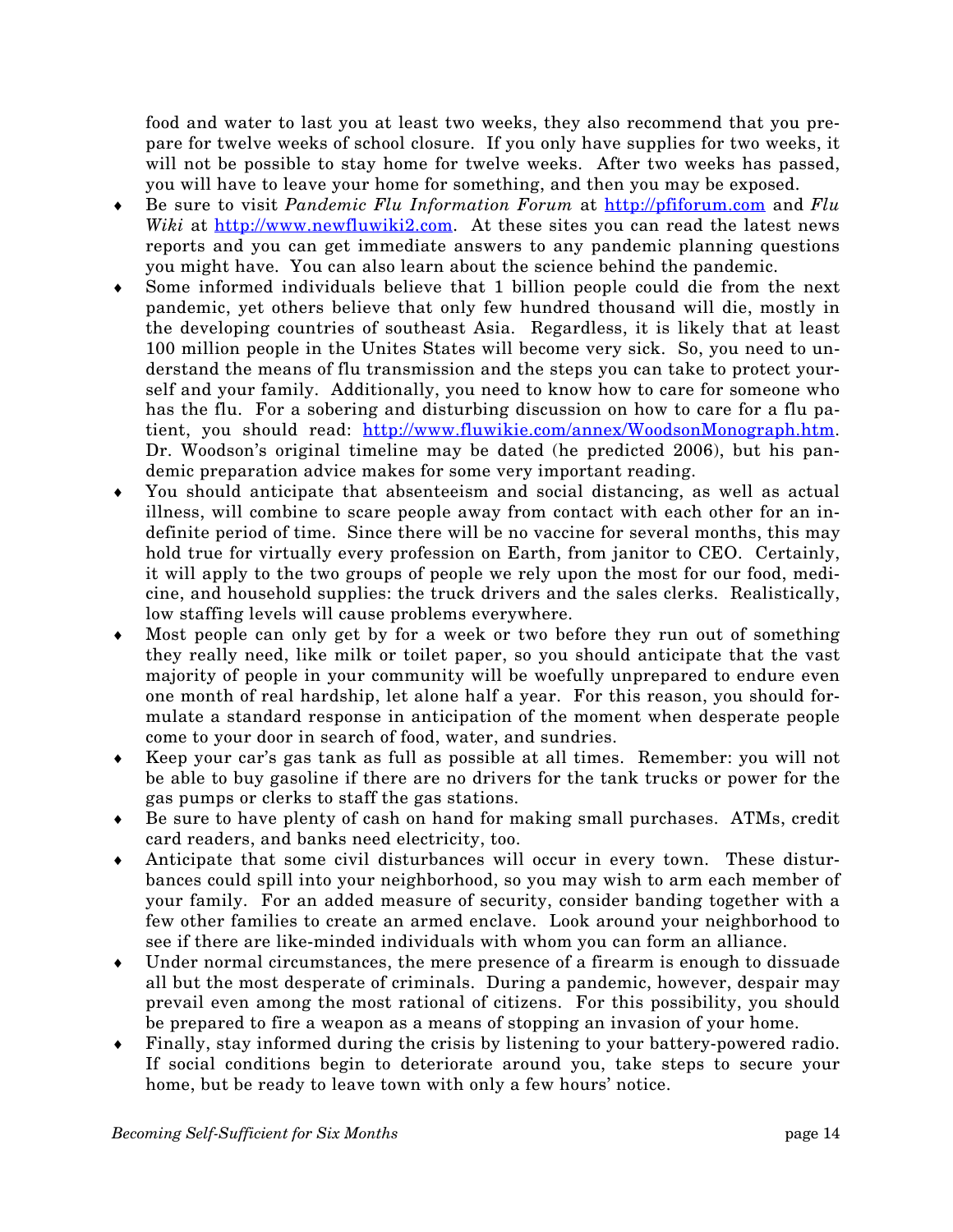food and water to last you at least two weeks, they also recommend that you prepare for twelve weeks of school closure. If you only have supplies for two weeks, it will not be possible to stay home for twelve weeks. After two weeks has passed, you will have to leave your home for something, and then you may be exposed.

- Be sure to visit *Pandemic Flu Information Forum* at http://pfiforum.com and *Flu Wiki* at http://www.newfluwiki2.com. At these sites you can read the latest news reports and you can get immediate answers to any pandemic planning questions you might have. You can also learn about the science behind the pandemic.
- Some informed individuals believe that 1 billion people could die from the next pandemic, yet others believe that only few hundred thousand will die, mostly in the developing countries of southeast Asia. Regardless, it is likely that at least 100 million people in the Unites States will become very sick. So, you need to understand the means of flu transmission and the steps you can take to protect yourself and your family. Additionally, you need to know how to care for someone who has the flu. For a sobering and disturbing discussion on how to care for a flu patient, you should read: http://www.fluwikie.com/annex/WoodsonMonograph.htm. Dr. Woodson's original timeline may be dated (he predicted 2006), but his pandemic preparation advice makes for some very important reading.
- You should anticipate that absenteeism and social distancing, as well as actual illness, will combine to scare people away from contact with each other for an indefinite period of time. Since there will be no vaccine for several months, this may hold true for virtually every profession on Earth, from janitor to CEO. Certainly, it will apply to the two groups of people we rely upon the most for our food, medicine, and household supplies: the truck drivers and the sales clerks. Realistically, low staffing levels will cause problems everywhere.
- Most people can only get by for a week or two before they run out of something they really need, like milk or toilet paper, so you should anticipate that the vast majority of people in your community will be woefully unprepared to endure even one month of real hardship, let alone half a year. For this reason, you should formulate a standard response in anticipation of the moment when desperate people come to your door in search of food, water, and sundries.
- Keep your car's gas tank as full as possible at all times. Remember: you will not be able to buy gasoline if there are no drivers for the tank trucks or power for the gas pumps or clerks to staff the gas stations.
- Be sure to have plenty of cash on hand for making small purchases. ATMs, credit card readers, and banks need electricity, too.
- Anticipate that some civil disturbances will occur in every town. These disturbances could spill into your neighborhood, so you may wish to arm each member of your family. For an added measure of security, consider banding together with a few other families to create an armed enclave. Look around your neighborhood to see if there are like-minded individuals with whom you can form an alliance.
- Under normal circumstances, the mere presence of a firearm is enough to dissuade all but the most desperate of criminals. During a pandemic, however, despair may prevail even among the most rational of citizens. For this possibility, you should be prepared to fire a weapon as a means of stopping an invasion of your home.
- Finally, stay informed during the crisis by listening to your battery-powered radio. If social conditions begin to deteriorate around you, take steps to secure your home, but be ready to leave town with only a few hours' notice.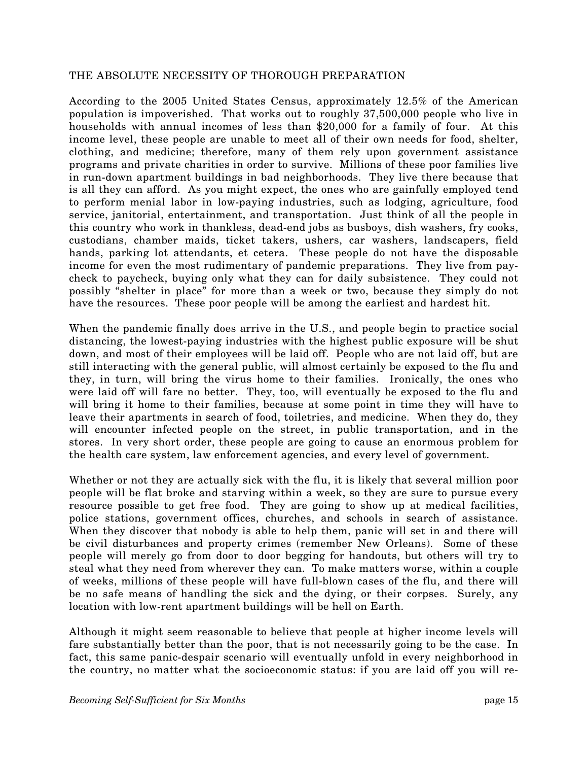## THE ABSOLUTE NECESSITY OF THOROUGH PREPARATION

According to the 2005 United States Census, approximately 12.5% of the American population is impoverished. That works out to roughly 37,500,000 people who live in households with annual incomes of less than $20,000 for a family of four. At this income level, these people are unable to meet all of their own needs for food, shelter, clothing, and medicine; therefore, many of them rely upon government assistance programs and private charities in order to survive. Millions of these poor families live in run-down apartment buildings in bad neighborhoods. They live there because that is all they can afford. As you might expect, the ones who are gainfully employed tend to perform menial labor in low-paying industries, such as lodging, agriculture, food service, janitorial, entertainment, and transportation. Just think of all the people in this country who work in thankless, dead-end jobs as busboys, dish washers, fry cooks, custodians, chamber maids, ticket takers, ushers, car washers, landscapers, field hands, parking lot attendants, et cetera. These people do not have the disposable income for even the most rudimentary of pandemic preparations. They live from pay-check to paycheck, buying only what they can for daily subsistence. They could not possibly "shelter in place" for more than a week or two, because they simply do not have the resources. These poor people will be among the earliest and hardest hit.

When the pandemic finally does arrive in the U.S., and people begin to practice social distancing, the lowest-paying industries with the highest public exposure will be shut down, and most of their employees will be laid off. People who are not laid off, but are still interacting with the general public, will almost certainly be exposed to the flu and they, in turn, will bring the virus home to their families. Ironically, the ones who were laid off will fare no better. They, too, will eventually be exposed to the flu and will bring it home to their families, because at some point in time they will have to leave their apartments in search of food, toiletries, and medicine. When they do, they will encounter infected people on the street, in public transportation, and in the stores. In very short order, these people are going to cause an enormous problem for the health care system, law enforcement agencies, and every level of government.

Whether or not they are actually sick with the flu, it is likely that several million poor people will be flat broke and starving within a week, so they are sure to pursue every resource possible to get free food. They are going to show up at medical facilities, police stations, government offices, churches, and schools in search of assistance. When they discover that nobody is able to help them, panic will set in and there will be civil disturbances and property crimes (remember New Orleans). Some of these people will merely go from door to door begging for handouts, but others will try to steal what they need from wherever they can. To make matters worse, within a couple of weeks, millions of these people will have full-blown cases of the flu, and there will be no safe means of handling the sick and the dying, or their corpses. Surely, any location with low-rent apartment buildings will be hell on Earth.

Although it might seem reasonable to believe that people at higher income levels will fare substantially better than the poor, that is not necessarily going to be the case. In fact, this same panic-despair scenario will eventually unfold in every neighborhood in the country, no matter what the socioeconomic status: if you are laid off you will re-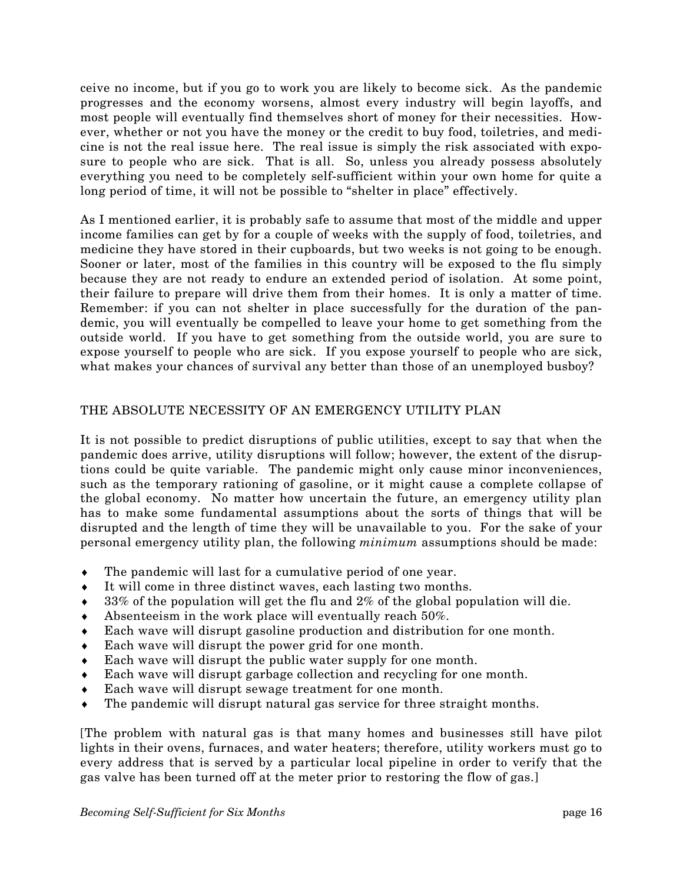ceive no income, but if you go to work you are likely to become sick. As the pandemic progresses and the economy worsens, almost every industry will begin layoffs, and most people will eventually find themselves short of money for their necessities. However, whether or not you have the money or the credit to buy food, toiletries, and medicine is not the real issue here. The real issue is simply the risk associated with exposure to people who are sick. That is all. So, unless you already possess absolutely everything you need to be completely self-sufficient within your own home for quite a long period of time, it will not be possible to "shelter in place" effectively.

As I mentioned earlier, it is probably safe to assume that most of the middle and upper income families can get by for a couple of weeks with the supply of food, toiletries, and medicine they have stored in their cupboards, but two weeks is not going to be enough. Sooner or later, most of the families in this country will be exposed to the flu simply because they are not ready to endure an extended period of isolation. At some point, their failure to prepare will drive them from their homes. It is only a matter of time. Remember: if you can not shelter in place successfully for the duration of the pandemic, you will eventually be compelled to leave your home to get something from the outside world. If you have to get something from the outside world, you are sure to expose yourself to people who are sick. If you expose yourself to people who are sick, what makes your chances of survival any better than those of an unemployed busboy?

## THE ABSOLUTE NECESSITY OF AN EMERGENCY UTILITY PLAN

It is not possible to predict disruptions of public utilities, except to say that when the pandemic does arrive, utility disruptions will follow; however, the extent of the disruptions could be quite variable. The pandemic might only cause minor inconveniences, such as the temporary rationing of gasoline, or it might cause a complete collapse of the global economy. No matter how uncertain the future, an emergency utility plan has to make some fundamental assumptions about the sorts of things that will be disrupted and the length of time they will be unavailable to you. For the sake of your personal emergency utility plan, the following *minimum* assumptions should be made:

- The pandemic will last for a cumulative period of one year.
- It will come in three distinct waves, each lasting two months.
- 33% of the population will get the flu and 2% of the global population will die.
- Absenteeism in the work place will eventually reach 50%.
- Each wave will disrupt gasoline production and distribution for one month.
- Each wave will disrupt the power grid for one month.
- Each wave will disrupt the public water supply for one month.
- Each wave will disrupt garbage collection and recycling for one month.
- Each wave will disrupt sewage treatment for one month.
- The pandemic will disrupt natural gas service for three straight months.

[The problem with natural gas is that many homes and businesses still have pilot lights in their ovens, furnaces, and water heaters; therefore, utility workers must go to every address that is served by a particular local pipeline in order to verify that the gas valve has been turned off at the meter prior to restoring the flow of gas.]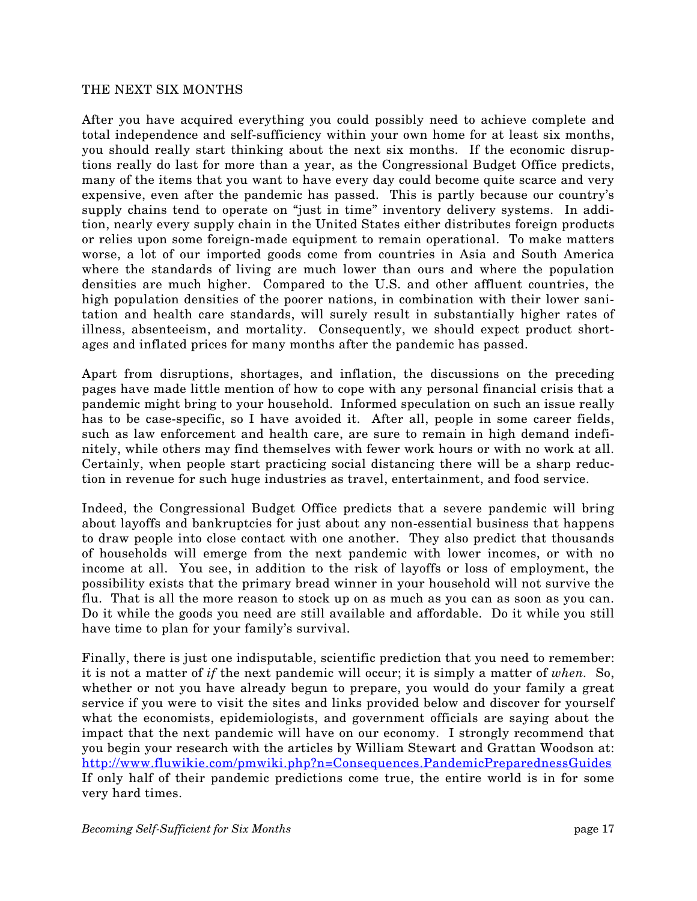## THE NEXT SIX MONTHS

After you have acquired everything you could possibly need to achieve complete and total independence and self-sufficiency within your own home for at least six months, you should really start thinking about the next six months. If the economic disruptions really do last for more than a year, as the Congressional Budget Office predicts, many of the items that you want to have every day could become quite scarce and very expensive, even after the pandemic has passed. This is partly because our country's supply chains tend to operate on "just in time" inventory delivery systems. In addition, nearly every supply chain in the United States either distributes foreign products or relies upon some foreign-made equipment to remain operational. To make matters worse, a lot of our imported goods come from countries in Asia and South America where the standards of living are much lower than ours and where the population densities are much higher. Compared to the U.S. and other affluent countries, the high population densities of the poorer nations, in combination with their lower sanitation and health care standards, will surely result in substantially higher rates of illness, absenteeism, and mortality. Consequently, we should expect product shortages and inflated prices for many months after the pandemic has passed.

Apart from disruptions, shortages, and inflation, the discussions on the preceding pages have made little mention of how to cope with any personal financial crisis that a pandemic might bring to your household. Informed speculation on such an issue really has to be case-specific, so I have avoided it. After all, people in some career fields, such as law enforcement and health care, are sure to remain in high demand indefinitely, while others may find themselves with fewer work hours or with no work at all. Certainly, when people start practicing social distancing there will be a sharp reduction in revenue for such huge industries as travel, entertainment, and food service.

Indeed, the Congressional Budget Office predicts that a severe pandemic will bring about layoffs and bankruptcies for just about any non-essential business that happens to draw people into close contact with one another. They also predict that thousands of households will emerge from the next pandemic with lower incomes, or with no income at all. You see, in addition to the risk of layoffs or loss of employment, the possibility exists that the primary bread winner in your household will not survive the flu. That is all the more reason to stock up on as much as you can as soon as you can. Do it while the goods you need are still available and affordable. Do it while you still have time to plan for your family's survival.

Finally, there is just one indisputable, scientific prediction that you need to remember: it is not a matter of *if* the next pandemic will occur; it is simply a matter of *when.* So, whether or not you have already begun to prepare, you would do your family a great service if you were to visit the sites and links provided below and discover for yourself what the economists, epidemiologists, and government officials are saying about the impact that the next pandemic will have on our economy. I strongly recommend that you begin your research with the articles by William Stewart and Grattan Woodson at: http://www.fluwikie.com/pmwiki.php?n=Consequences.PandemicPreparednessGuides If only half of their pandemic predictions come true, the entire world is in for some very hard times.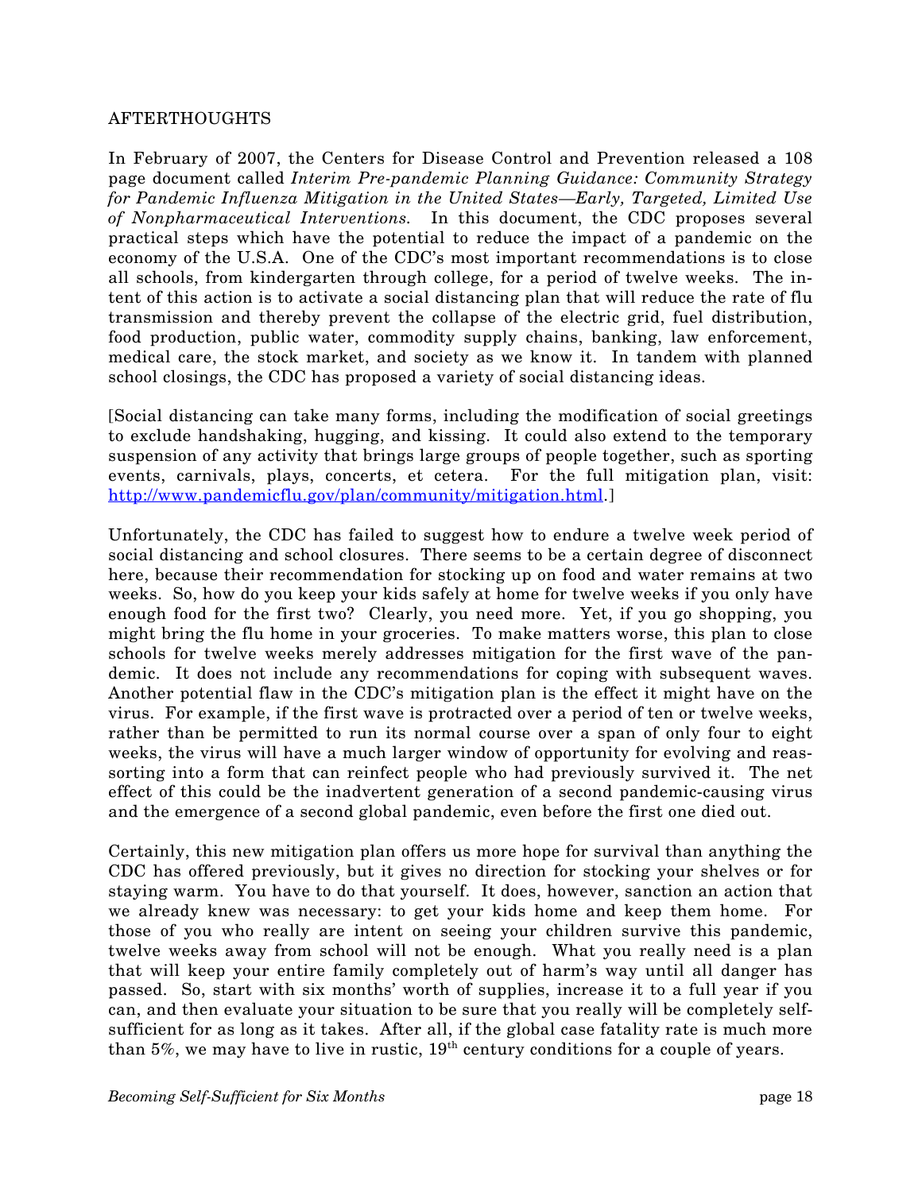## AFTERTHOUGHTS

In February of 2007, the Centers for Disease Control and Prevention released a 108 page document called *Interim Pre-pandemic Planning Guidance: Community Strategy for Pandemic Influenza Mitigation in the United States—Early, Targeted, Limited Use of Nonpharmaceutical Interventions.* In this document, the CDC proposes several practical steps which have the potential to reduce the impact of a pandemic on the economy of the U.S.A. One of the CDC's most important recommendations is to close all schools, from kindergarten through college, for a period of twelve weeks. The intent of this action is to activate a social distancing plan that will reduce the rate of flu transmission and thereby prevent the collapse of the electric grid, fuel distribution, food production, public water, commodity supply chains, banking, law enforcement, medical care, the stock market, and society as we know it. In tandem with planned school closings, the CDC has proposed a variety of social distancing ideas.

[Social distancing can take many forms, including the modification of social greetings to exclude handshaking, hugging, and kissing. It could also extend to the temporary suspension of any activity that brings large groups of people together, such as sporting events, carnivals, plays, concerts, et cetera. For the full mitigation plan, visit: http://www.pandemicflu.gov/plan/community/mitigation.html.]

Unfortunately, the CDC has failed to suggest how to endure a twelve week period of social distancing and school closures. There seems to be a certain degree of disconnect here, because their recommendation for stocking up on food and water remains at two weeks. So, how do you keep your kids safely at home for twelve weeks if you only have enough food for the first two? Clearly, you need more. Yet, if you go shopping, you might bring the flu home in your groceries. To make matters worse, this plan to close schools for twelve weeks merely addresses mitigation for the first wave of the pandemic. It does not include any recommendations for coping with subsequent waves. Another potential flaw in the CDC's mitigation plan is the effect it might have on the virus. For example, if the first wave is protracted over a period of ten or twelve weeks, rather than be permitted to run its normal course over a span of only four to eight weeks, the virus will have a much larger window of opportunity for evolving and reassorting into a form that can reinfect people who had previously survived it. The net effect of this could be the inadvertent generation of a second pandemic-causing virus and the emergence of a second global pandemic, even before the first one died out.

Certainly, this new mitigation plan offers us more hope for survival than anything the CDC has offered previously, but it gives no direction for stocking your shelves or for staying warm. You have to do that yourself. It does, however, sanction an action that we already knew was necessary: to get your kids home and keep them home. For those of you who really are intent on seeing your children survive this pandemic, twelve weeks away from school will not be enough. What you really need is a plan that will keep your entire family completely out of harm's way until all danger has passed. So, start with six months' worth of supplies, increase it to a full year if you can, and then evaluate your situation to be sure that you really will be completely self-sufficient for as long as it takes. After all, if the global case fatality rate is much more than 5%, we may have to live in rustic, 19th century conditions for a couple of years.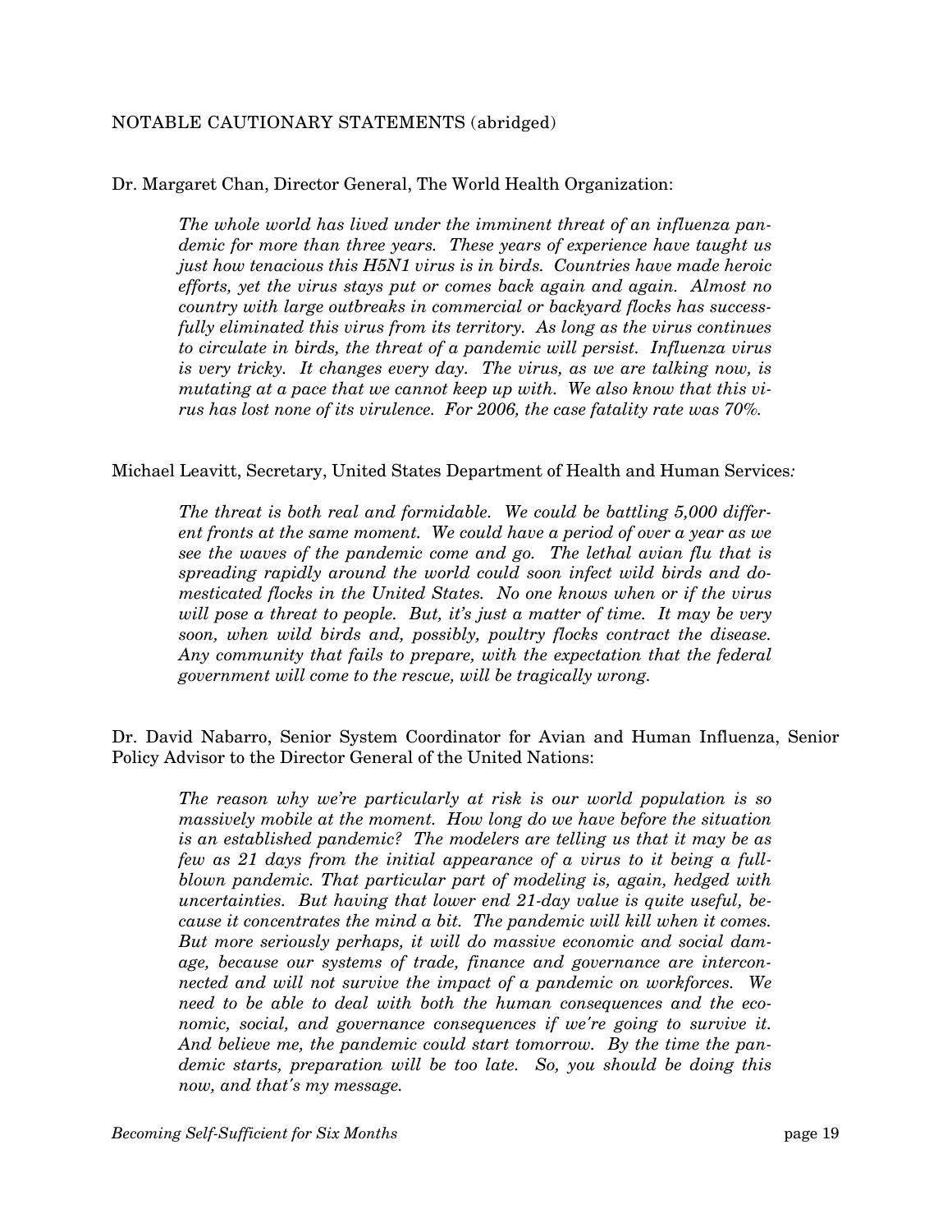NOTABLE CAUTIONARY STATEMENTS (abridged)

Dr. Margaret Chan, Director General, The World Health Organization:

> *The whole world has lived under the imminent threat of an influenza pandemic for more than three years. These years of experience have taught us just how tenacious this H5N1 virus is in birds. Countries have made heroic efforts, yet the virus stays put or comes back again and again. Almost no country with large outbreaks in commercial or backyard flocks has successfully eliminated this virus from its territory. As long as the virus continues to circulate in birds, the threat of a pandemic will persist. Influenza virus is very tricky. It changes every day. The virus, as we are talking now, is mutating at a pace that we cannot keep up with. We also know that this virus has lost none of its virulence. For 2006, the case fatality rate was 70%.*

Michael Leavitt, Secretary, United States Department of Health and Human Services:

> *The threat is both real and formidable. We could be battling 5,000 different fronts at the same moment. We could have a period of over a year as we see the waves of the pandemic come and go. The lethal avian flu that is spreading rapidly around the world could soon infect wild birds and domesticated flocks in the United States. No one knows when or if the virus will pose a threat to people. But, it's just a matter of time. It may be very soon, when wild birds and, possibly, poultry flocks contract the disease. Any community that fails to prepare, with the expectation that the federal government will come to the rescue, will be tragically wrong.*

Dr. David Nabarro, Senior System Coordinator for Avian and Human Influenza, Senior Policy Advisor to the Director General of the United Nations:

> *The reason why we're particularly at risk is our world population is so massively mobile at the moment. How long do we have before the situation is an established pandemic? The modelers are telling us that it may be as few as 21 days from the initial appearance of a virus to it being a full-blown pandemic. That particular part of modeling is, again, hedged with uncertainties. But having that lower end 21-day value is quite useful, because it concentrates the mind a bit. The pandemic will kill when it comes. But more seriously perhaps, it will do massive economic and social damage, because our systems of trade, finance and governance are interconnected and will not survive the impact of a pandemic on workforces. We need to be able to deal with both the human consequences and the economic, social, and governance consequences if we're going to survive it. And believe me, the pandemic could start tomorrow. By the time the pandemic starts, preparation will be too late. So, you should be doing this now, and that's my message.*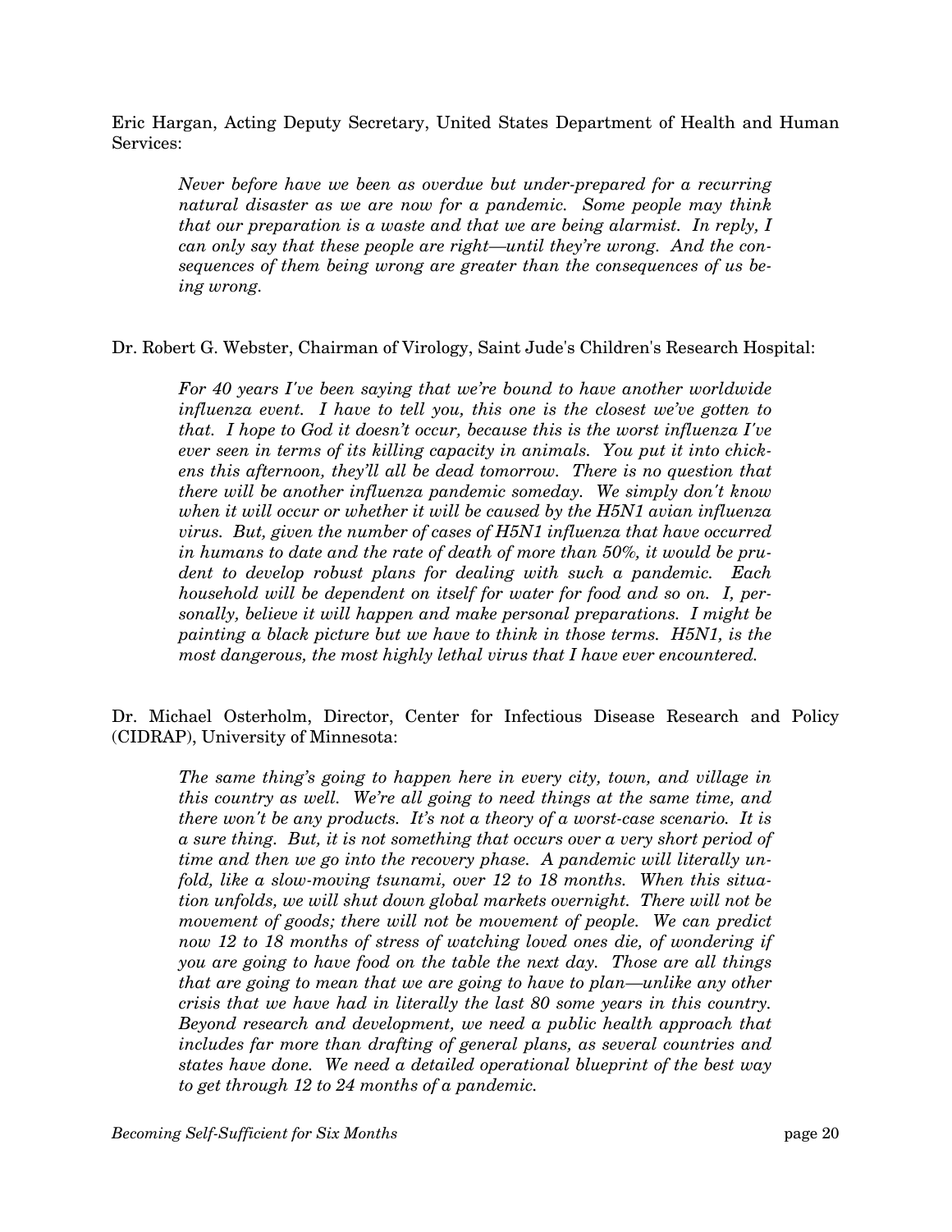Eric Hargan, Acting Deputy Secretary, United States Department of Health and Human Services:

> *Never before have we been as overdue but under-prepared for a recurring natural disaster as we are now for a pandemic. Some people may think that our preparation is a waste and that we are being alarmist. In reply, I can only say that these people are right—until they're wrong. And the consequences of them being wrong are greater than the consequences of us being wrong.*

Dr. Robert G. Webster, Chairman of Virology, Saint Jude's Children's Research Hospital:

> *For 40 years I've been saying that we're bound to have another worldwide influenza event. I have to tell you, this one is the closest we've gotten to that. I hope to God it doesn't occur, because this is the worst influenza I've ever seen in terms of its killing capacity in animals. You put it into chickens this afternoon, they'll all be dead tomorrow. There is no question that there will be another influenza pandemic someday. We simply don't know when it will occur or whether it will be caused by the H5N1 avian influenza virus. But, given the number of cases of H5N1 influenza that have occurred in humans to date and the rate of death of more than 50%, it would be prudent to develop robust plans for dealing with such a pandemic. Each household will be dependent on itself for water for food and so on. I, personally, believe it will happen and make personal preparations. I might be painting a black picture but we have to think in those terms. H5N1, is the most dangerous, the most highly lethal virus that I have ever encountered.*

Dr. Michael Osterholm, Director, Center for Infectious Disease Research and Policy (CIDRAP), University of Minnesota:

> *The same thing's going to happen here in every city, town, and village in this country as well. We're all going to need things at the same time, and there won't be any products. It's not a theory of a worst-case scenario. It is a sure thing. But, it is not something that occurs over a very short period of time and then we go into the recovery phase. A pandemic will literally unfold, like a slow-moving tsunami, over 12 to 18 months. When this situation unfolds, we will shut down global markets overnight. There will not be movement of goods; there will not be movement of people. We can predict now 12 to 18 months of stress of watching loved ones die, of wondering if you are going to have food on the table the next day. Those are all things that are going to mean that we are going to have to plan—unlike any other crisis that we have had in literally the last 80 some years in this country. Beyond research and development, we need a public health approach that includes far more than drafting of general plans, as several countries and states have done. We need a detailed operational blueprint of the best way to get through 12 to 24 months of a pandemic.*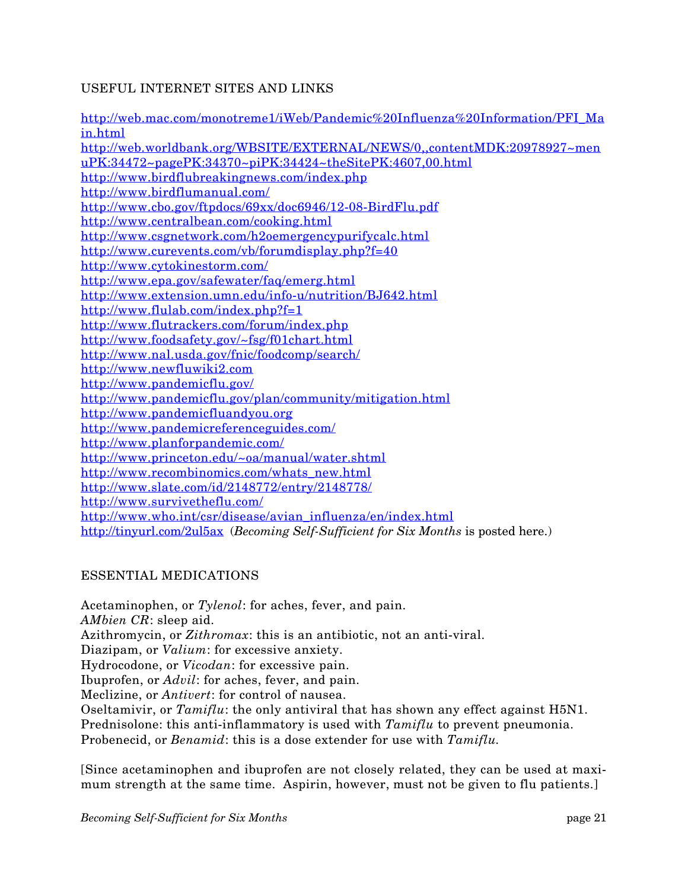USEFUL INTERNET SITES AND LINKS

http://web.mac.com/monotreme1/iWeb/Pandemic%20Influenza%20Information/PFI_Main.html
http://web.worldbank.org/WBSITE/EXTERNAL/NEWS/0,,contentMDK:20978927~menuPK:34472~pagePK:34370~piPK:34424~theSitePK:4607,00.html
http://www.birdflubreakingnews.com/index.php
http://www.birdflumanual.com/
http://www.cbo.gov/ftpdocs/69xx/doc6946/12-08-BirdFlu.pdf
http://www.centralbean.com/cooking.html
http://www.csgnetwork.com/h2oemergencypurifycalc.html
http://www.curevents.com/vb/forumdisplay.php?f=40
http://www.cytokinestorm.com/
http://www.epa.gov/safewater/faq/emerg.html
http://www.extension.umn.edu/info-u/nutrition/BJ642.html
http://www.flulab.com/index.php?f=1
http://www.flutrackers.com/forum/index.php
http://www.foodsafety.gov/~fsg/f01chart.html
http://www.nal.usda.gov/fnic/foodcomp/search/
http://www.newfluwiki2.com
http://www.pandemicflu.gov/
http://www.pandemicflu.gov/plan/community/mitigation.html
http://www.pandemicfluandyou.org
http://www.pandemicreferenceguides.com/
http://www.planforpandemic.com/
http://www.princeton.edu/~oa/manual/water.shtml
http://www.recombinomics.com/whats_new.html
http://www.slate.com/id/2148772/entry/2148778/
http://www.survivetheflu.com/
http://www.who.int/csr/disease/avian_influenza/en/index.html
http://tinyurl.com/2ul5ax (*Becoming Self-Sufficient for Six Months* is posted here.)

ESSENTIAL MEDICATIONS

Acetaminophen, or *Tylenol*: for aches, fever, and pain.
*AMbien CR*: sleep aid.
Azithromycin, or *Zithromax*: this is an antibiotic, not an anti-viral.
Diazipam, or *Valium*: for excessive anxiety.
Hydrocodone, or *Vicodan*: for excessive pain.
Ibuprofen, or *Advil*: for aches, fever, and pain.
Meclizine, or *Antivert*: for control of nausea.
Oseltamivir, or *Tamiflu*: the only antiviral that has shown any effect against H5N1.
Prednisolone: this anti-inflammatory is used with *Tamiflu* to prevent pneumonia.
Probenecid, or *Benamid*: this is a dose extender for use with *Tamiflu*.

[Since acetaminophen and ibuprofen are not closely related, they can be used at maximum strength at the same time. Aspirin, however, must not be given to flu patients.]